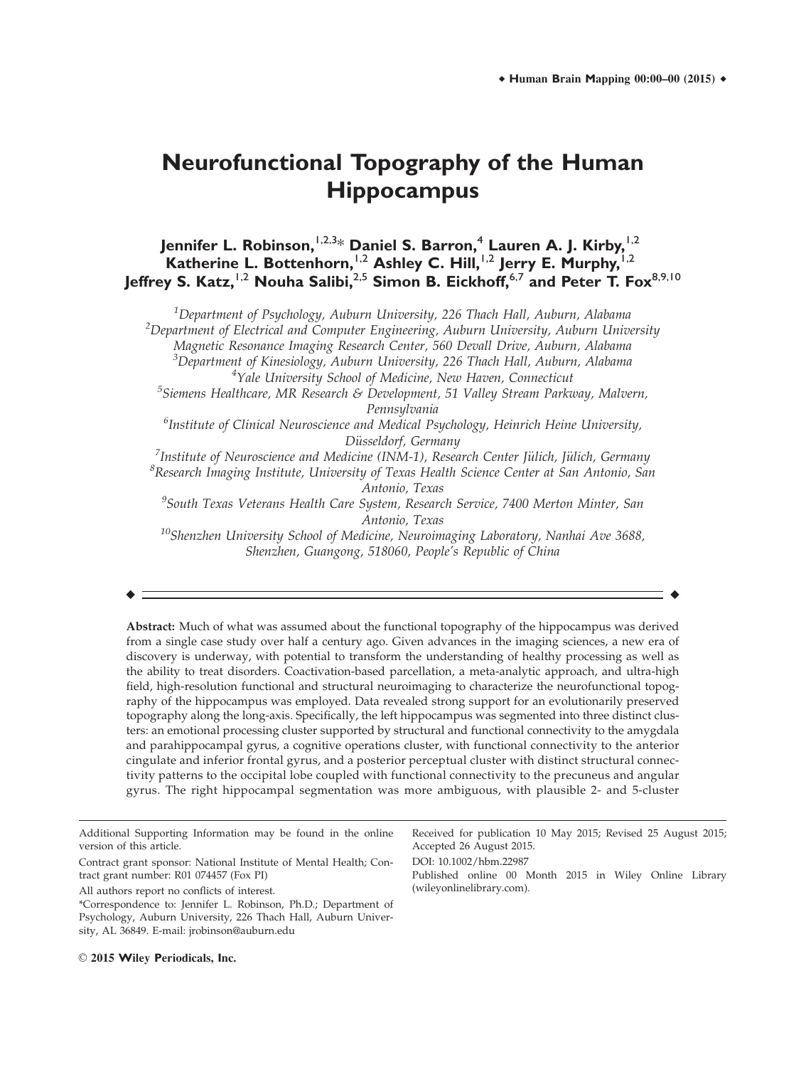# Neurofunctional Topography of the Human Hippocampus

**Jennifer L. Robinson,[1,2,3]* Daniel S. Barron,[4] Lauren A. J. Kirby,[1,2] Katherine L. Bottenhorn,[1,2] Ashley C. Hill,[1,2] Jerry E. Murphy,[1,2] Jeffrey S. Katz,[1,2] Nouha Salibi,[2,5] Simon B. Eickhoff,[6,7] and Peter T. Fox[8,9,10]**

[1] *Department of Psychology, Auburn University, 226 Thach Hall, Auburn, Alabama*
[2] *Department of Electrical and Computer Engineering, Auburn University, Auburn University Magnetic Resonance Imaging Research Center, 560 Devall Drive, Auburn, Alabama*
[3] *Department of Kinesiology, Auburn University, 226 Thach Hall, Auburn, Alabama*
[4] *Yale University School of Medicine, New Haven, Connecticut*
[5] *Siemens Healthcare, MR Research & Development, 51 Valley Stream Parkway, Malvern, Pennsylvania*
[6] *Institute of Clinical Neuroscience and Medical Psychology, Heinrich Heine University, Düsseldorf, Germany*
[7] *Institute of Neuroscience and Medicine (INM-1), Research Center Jülich, Jülich, Germany*
[8] *Research Imaging Institute, University of Texas Health Science Center at San Antonio, San Antonio, Texas*
[9] *South Texas Veterans Health Care System, Research Service, 7400 Merton Minter, San Antonio, Texas*
[10] *Shenzhen University School of Medicine, Neuroimaging Laboratory, Nanhai Ave 3688, Shenzhen, Guangong, 518060, People's Republic of China*

**Abstract:** Much of what was assumed about the functional topography of the hippocampus was derived from a single case study over half a century ago. Given advances in the imaging sciences, a new era of discovery is underway, with potential to transform the understanding of healthy processing as well as the ability to treat disorders. Coactivation-based parcellation, a meta-analytic approach, and ultra-high field, high-resolution functional and structural neuroimaging to characterize the neurofunctional topography of the hippocampus was employed. Data revealed strong support for an evolutionarily preserved topography along the long-axis. Specifically, the left hippocampus was segmented into three distinct clusters: an emotional processing cluster supported by structural and functional connectivity to the amygdala and parahippocampal gyrus, a cognitive operations cluster, with functional connectivity to the anterior cingulate and inferior frontal gyrus, and a posterior perceptual cluster with distinct structural connectivity patterns to the occipital lobe coupled with functional connectivity to the precuneus and angular gyrus. The right hippocampal segmentation was more ambiguous, with plausible 2- and 5-cluster

Additional Supporting Information may be found in the online version of this article.

Contract grant sponsor: National Institute of Mental Health; Contract grant number: R01 074457 (Fox PI)

All authors report no conflicts of interest.

*Correspondence to: Jennifer L. Robinson, Ph.D.; Department of Psychology, Auburn University, 226 Thach Hall, Auburn University, AL 36849. E-mail: jrobinson@auburn.edu

Received for publication 10 May 2015; Revised 25 August 2015; Accepted 26 August 2015.

DOI: 10.1002/hbm.22987

Published online 00 Month 2015 in Wiley Online Library (wileyonlinelibrary.com).

© 2015 Wiley Periodicals, Inc.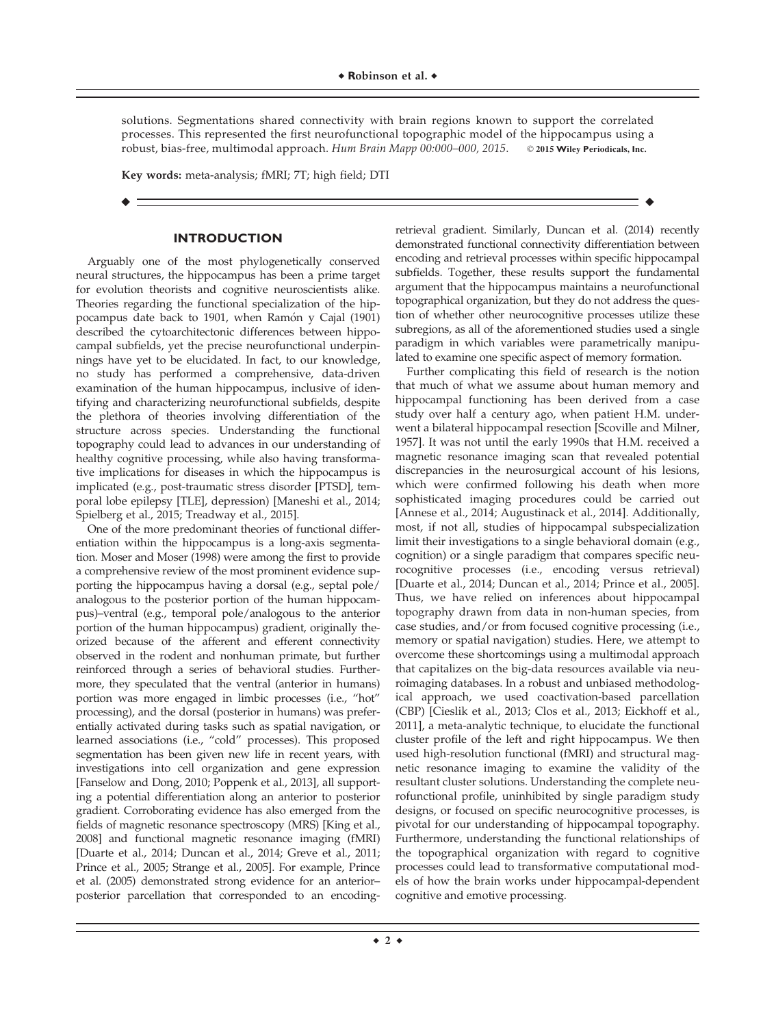solutions. Segmentations shared connectivity with brain regions known to support the correlated processes. This represented the first neurofunctional topographic model of the hippocampus using a robust, bias-free, multimodal approach. *Hum Brain Mapp 00:000–000, 2015.* © **2015 Wiley Periodicals, Inc.**

**Key words:** meta-analysis; fMRI; 7T; high field; DTI

## INTRODUCTION

Arguably one of the most phylogenetically conserved neural structures, the hippocampus has been a prime target for evolution theorists and cognitive neuroscientists alike. Theories regarding the functional specialization of the hippocampus date back to 1901, when Ramón y Cajal (1901) described the cytoarchitectonic differences between hippocampal subfields, yet the precise neurofunctional underpinnings have yet to be elucidated. In fact, to our knowledge, no study has performed a comprehensive, data-driven examination of the human hippocampus, inclusive of identifying and characterizing neurofunctional subfields, despite the plethora of theories involving differentiation of the structure across species. Understanding the functional topography could lead to advances in our understanding of healthy cognitive processing, while also having transformative implications for diseases in which the hippocampus is implicated (e.g., post-traumatic stress disorder [PTSD], temporal lobe epilepsy [TLE], depression) [Maneshi et al., 2014; Spielberg et al., 2015; Treadway et al., 2015].

One of the more predominant theories of functional differentiation within the hippocampus is a long-axis segmentation. Moser and Moser (1998) were among the first to provide a comprehensive review of the most prominent evidence supporting the hippocampus having a dorsal (e.g., septal pole/analogous to the posterior portion of the human hippocampus)–ventral (e.g., temporal pole/analogous to the anterior portion of the human hippocampus) gradient, originally theorized because of the afferent and efferent connectivity observed in the rodent and nonhuman primate, but further reinforced through a series of behavioral studies. Furthermore, they speculated that the ventral (anterior in humans) portion was more engaged in limbic processes (i.e., "hot" processing), and the dorsal (posterior in humans) was preferentially activated during tasks such as spatial navigation, or learned associations (i.e., "cold" processes). This proposed segmentation has been given new life in recent years, with investigations into cell organization and gene expression [Fanselow and Dong, 2010; Poppenk et al., 2013], all supporting a potential differentiation along an anterior to posterior gradient. Corroborating evidence has also emerged from the fields of magnetic resonance spectroscopy (MRS) [King et al., 2008] and functional magnetic resonance imaging (fMRI) [Duarte et al., 2014; Duncan et al., 2014; Greve et al., 2011; Prince et al., 2005; Strange et al., 2005]. For example, Prince et al. (2005) demonstrated strong evidence for an anterior–posterior parcellation that corresponded to an encoding-retrieval gradient. Similarly, Duncan et al. (2014) recently demonstrated functional connectivity differentiation between encoding and retrieval processes within specific hippocampal subfields. Together, these results support the fundamental argument that the hippocampus maintains a neurofunctional topographical organization, but they do not address the question of whether other neurocognitive processes utilize these subregions, as all of the aforementioned studies used a single paradigm in which variables were parametrically manipulated to examine one specific aspect of memory formation.

Further complicating this field of research is the notion that much of what we assume about human memory and hippocampal functioning has been derived from a case study over half a century ago, when patient H.M. underwent a bilateral hippocampal resection [Scoville and Milner, 1957]. It was not until the early 1990s that H.M. received a magnetic resonance imaging scan that revealed potential discrepancies in the neurosurgical account of his lesions, which were confirmed following his death when more sophisticated imaging procedures could be carried out [Annese et al., 2014; Augustinack et al., 2014]. Additionally, most, if not all, studies of hippocampal subspecialization limit their investigations to a single behavioral domain (e.g., cognition) or a single paradigm that compares specific neurocognitive processes (i.e., encoding versus retrieval) [Duarte et al., 2014; Duncan et al., 2014; Prince et al., 2005]. Thus, we have relied on inferences about hippocampal topography drawn from data in non-human species, from case studies, and/or from focused cognitive processing (i.e., memory or spatial navigation) studies. Here, we attempt to overcome these shortcomings using a multimodal approach that capitalizes on the big-data resources available via neuroimaging databases. In a robust and unbiased methodological approach, we used coactivation-based parcellation (CBP) [Cieslik et al., 2013; Clos et al., 2013; Eickhoff et al., 2011], a meta-analytic technique, to elucidate the functional cluster profile of the left and right hippocampus. We then used high-resolution functional (fMRI) and structural magnetic resonance imaging to examine the validity of the resultant cluster solutions. Understanding the complete neurofunctional profile, uninhibited by single paradigm study designs, or focused on specific neurocognitive processes, is pivotal for our understanding of hippocampal topography. Furthermore, understanding the functional relationships of the topographical organization with regard to cognitive processes could lead to transformative computational models of how the brain works under hippocampal-dependent cognitive and emotive processing.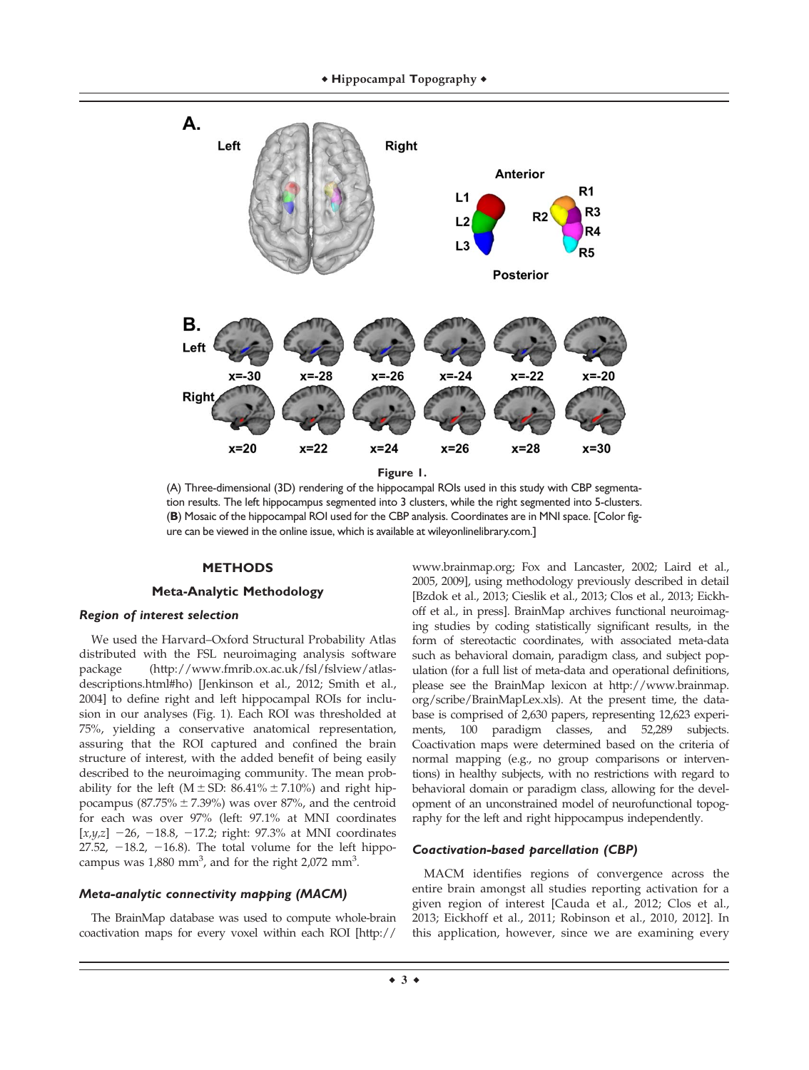**Figure 1.**

(A) Three-dimensional (3D) rendering of the hippocampal ROIs used in this study with CBP segmentation results. The left hippocampus segmented into 3 clusters, while the right segmented into 5-clusters. (**B**) Mosaic of the hippocampal ROI used for the CBP analysis. Coordinates are in MNI space. [Color figure can be viewed in the online issue, which is available at wileyonlinelibrary.com.]

## METHODS

### Meta-Analytic Methodology

#### *Region of interest selection*

We used the Harvard–Oxford Structural Probability Atlas distributed with the FSL neuroimaging analysis software package (http://www.fmrib.ox.ac.uk/fsl/fslview/atlas-descriptions.html#ho) [Jenkinson et al., 2012; Smith et al., 2004] to define right and left hippocampal ROIs for inclusion in our analyses (Fig. 1). Each ROI was thresholded at 75%, yielding a conservative anatomical representation, assuring that the ROI captured and confined the brain structure of interest, with the added benefit of being easily described to the neuroimaging community. The mean probability for the left (M $\pm$ SD: 86.41% $\pm$ 7.10%) and right hippocampus (87.75% $\pm$ 7.39%) was over 87%, and the centroid for each was over 97% (left: 97.1% at MNI coordinates [*x,y,z*] −26, −18.8, −17.2; right: 97.3% at MNI coordinates 27.52, −18.2, −16.8). The total volume for the left hippocampus was 1,880 $mm^3$, and for the right 2,072 $mm^3$.

#### *Meta-analytic connectivity mapping (MACM)*

The BrainMap database was used to compute whole-brain coactivation maps for every voxel within each ROI [http://www.brainmap.org; Fox and Lancaster, 2002; Laird et al., 2005, 2009], using methodology previously described in detail [Bzdok et al., 2013; Cieslik et al., 2013; Clos et al., 2013; Eickhoff et al., in press]. BrainMap archives functional neuroimaging studies by coding statistically significant results, in the form of stereotactic coordinates, with associated meta-data such as behavioral domain, paradigm class, and subject population (for a full list of meta-data and operational definitions, please see the BrainMap lexicon at http://www.brainmap.org/scribe/BrainMapLex.xls). At the present time, the database is comprised of 2,630 papers, representing 12,623 experiments, 100 paradigm classes, and 52,289 subjects. Coactivation maps were determined based on the criteria of normal mapping (e.g., no group comparisons or interventions) in healthy subjects, with no restrictions with regard to behavioral domain or paradigm class, allowing for the development of an unconstrained model of neurofunctional topography for the left and right hippocampus independently.

#### *Coactivation-based parcellation (CBP)*

MACM identifies regions of convergence across the entire brain amongst all studies reporting activation for a given region of interest [Cauda et al., 2012; Clos et al., 2013; Eickhoff et al., 2011; Robinson et al., 2010, 2012]. In this application, however, since we are examining every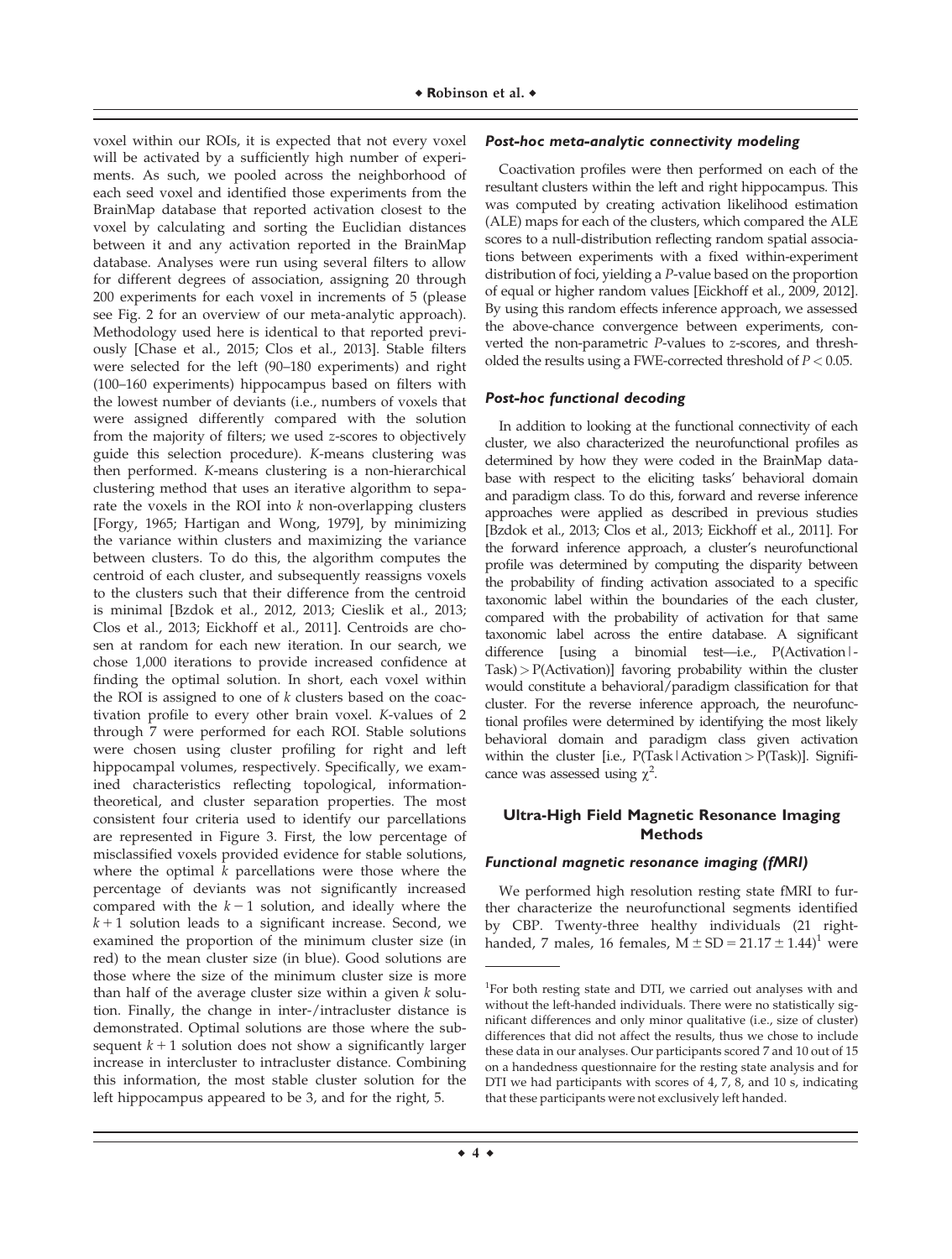voxel within our ROIs, it is expected that not every voxel will be activated by a sufficiently high number of experiments. As such, we pooled across the neighborhood of each seed voxel and identified those experiments from the BrainMap database that reported activation closest to the voxel by calculating and sorting the Euclidian distances between it and any activation reported in the BrainMap database. Analyses were run using several filters to allow for different degrees of association, assigning 20 through 200 experiments for each voxel in increments of 5 (please see Fig. 2 for an overview of our meta-analytic approach). Methodology used here is identical to that reported previously [Chase et al., 2015; Clos et al., 2013]. Stable filters were selected for the left (90–180 experiments) and right (100–160 experiments) hippocampus based on filters with the lowest number of deviants (i.e., numbers of voxels that were assigned differently compared with the solution from the majority of filters; we used *z*-scores to objectively guide this selection procedure). *K*-means clustering was then performed. *K*-means clustering is a non-hierarchical clustering method that uses an iterative algorithm to separate the voxels in the ROI into *k* non-overlapping clusters [Forgy, 1965; Hartigan and Wong, 1979], by minimizing the variance within clusters and maximizing the variance between clusters. To do this, the algorithm computes the centroid of each cluster, and subsequently reassigns voxels to the clusters such that their difference from the centroid is minimal [Bzdok et al., 2012, 2013; Cieslik et al., 2013; Clos et al., 2013; Eickhoff et al., 2011]. Centroids are chosen at random for each new iteration. In our search, we chose 1,000 iterations to provide increased confidence at finding the optimal solution. In short, each voxel within the ROI is assigned to one of *k* clusters based on the coactivation profile to every other brain voxel. *K*-values of 2 through 7 were performed for each ROI. Stable solutions were chosen using cluster profiling for right and left hippocampal volumes, respectively. Specifically, we examined characteristics reflecting topological, information-theoretical, and cluster separation properties. The most consistent four criteria used to identify our parcellations are represented in Figure 3. First, the low percentage of misclassified voxels provided evidence for stable solutions, where the optimal *k* parcellations were those where the percentage of deviants was not significantly increased compared with the $k-1$ solution, and ideally where the $k+1$ solution leads to a significant increase. Second, we examined the proportion of the minimum cluster size (in red) to the mean cluster size (in blue). Good solutions are those where the size of the minimum cluster size is more than half of the average cluster size within a given *k* solution. Finally, the change in inter-/intracluster distance is demonstrated. Optimal solutions are those where the subsequent $k+1$ solution does not show a significantly larger increase in intercluster to intracluster distance. Combining this information, the most stable cluster solution for the left hippocampus appeared to be 3, and for the right, 5.

#### Post-hoc meta-analytic connectivity modeling

Coactivation profiles were then performed on each of the resultant clusters within the left and right hippocampus. This was computed by creating activation likelihood estimation (ALE) maps for each of the clusters, which compared the ALE scores to a null-distribution reflecting random spatial associations between experiments with a fixed within-experiment distribution of foci, yielding a *P*-value based on the proportion of equal or higher random values [Eickhoff et al., 2009, 2012]. By using this random effects inference approach, we assessed the above-chance convergence between experiments, converted the non-parametric *P*-values to *z*-scores, and thresholded the results using a FWE-corrected threshold of $P < 0.05$.

#### Post-hoc functional decoding

In addition to looking at the functional connectivity of each cluster, we also characterized the neurofunctional profiles as determined by how they were coded in the BrainMap database with respect to the eliciting tasks' behavioral domain and paradigm class. To do this, forward and reverse inference approaches were applied as described in previous studies [Bzdok et al., 2013; Clos et al., 2013; Eickhoff et al., 2011]. For the forward inference approach, a cluster's neurofunctional profile was determined by computing the disparity between the probability of finding activation associated to a specific taxonomic label within the boundaries of the each cluster, compared with the probability of activation for that same taxonomic label across the entire database. A significant difference [using a binomial test—i.e., P(Activation|Task) > P(Activation)] favoring probability within the cluster would constitute a behavioral/paradigm classification for that cluster. For the reverse inference approach, the neurofunctional profiles were determined by identifying the most likely behavioral domain and paradigm class given activation within the cluster [i.e., P(Task|Activation > P(Task)]. Significance was assessed using $\chi^2$.

### Ultra-High Field Magnetic Resonance Imaging Methods

#### Functional magnetic resonance imaging (fMRI)

We performed high resolution resting state fMRI to further characterize the neurofunctional segments identified by CBP. Twenty-three healthy individuals (21 right-handed, 7 males, 16 females, $M \pm SD = 21.17 \pm 1.44$)[1] were

[1] For both resting state and DTI, we carried out analyses with and without the left-handed individuals. There were no statistically significant differences and only minor qualitative (i.e., size of cluster) differences that did not affect the results, thus we chose to include these data in our analyses. Our participants scored 7 and 10 out of 15 on a handedness questionnaire for the resting state analysis and for DTI we had participants with scores of 4, 7, 8, and 10 s, indicating that these participants were not exclusively left handed.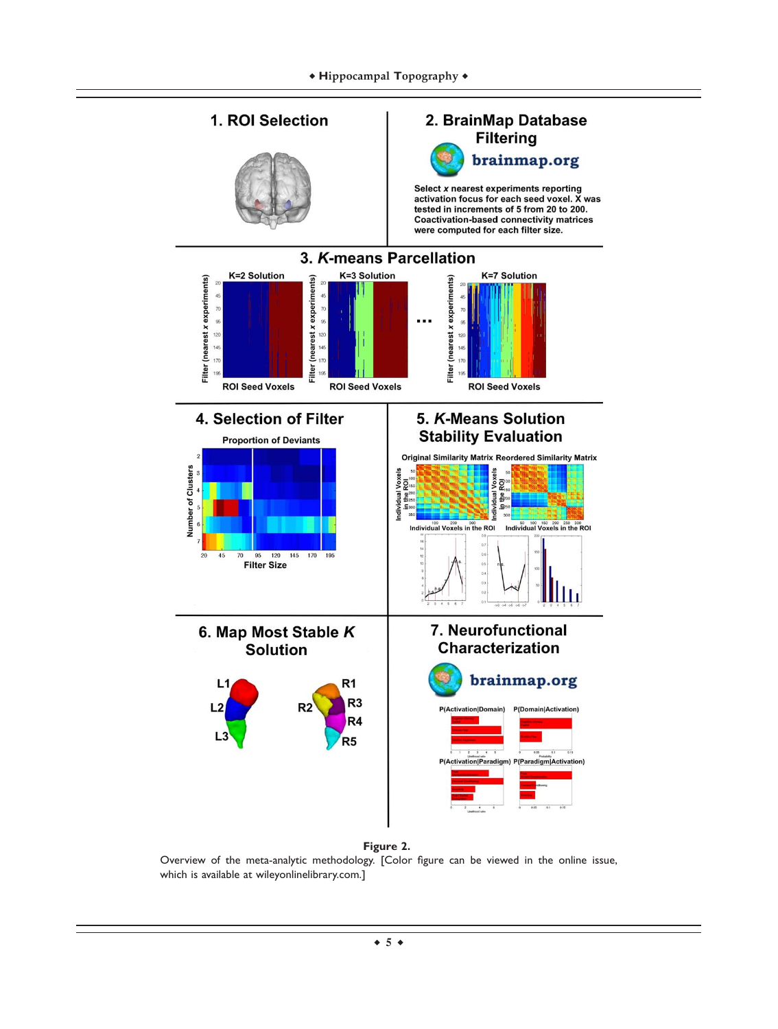**Figure 2.**

Overview of the meta-analytic methodology. [Color figure can be viewed in the online issue, which is available at wileyonlinelibrary.com.]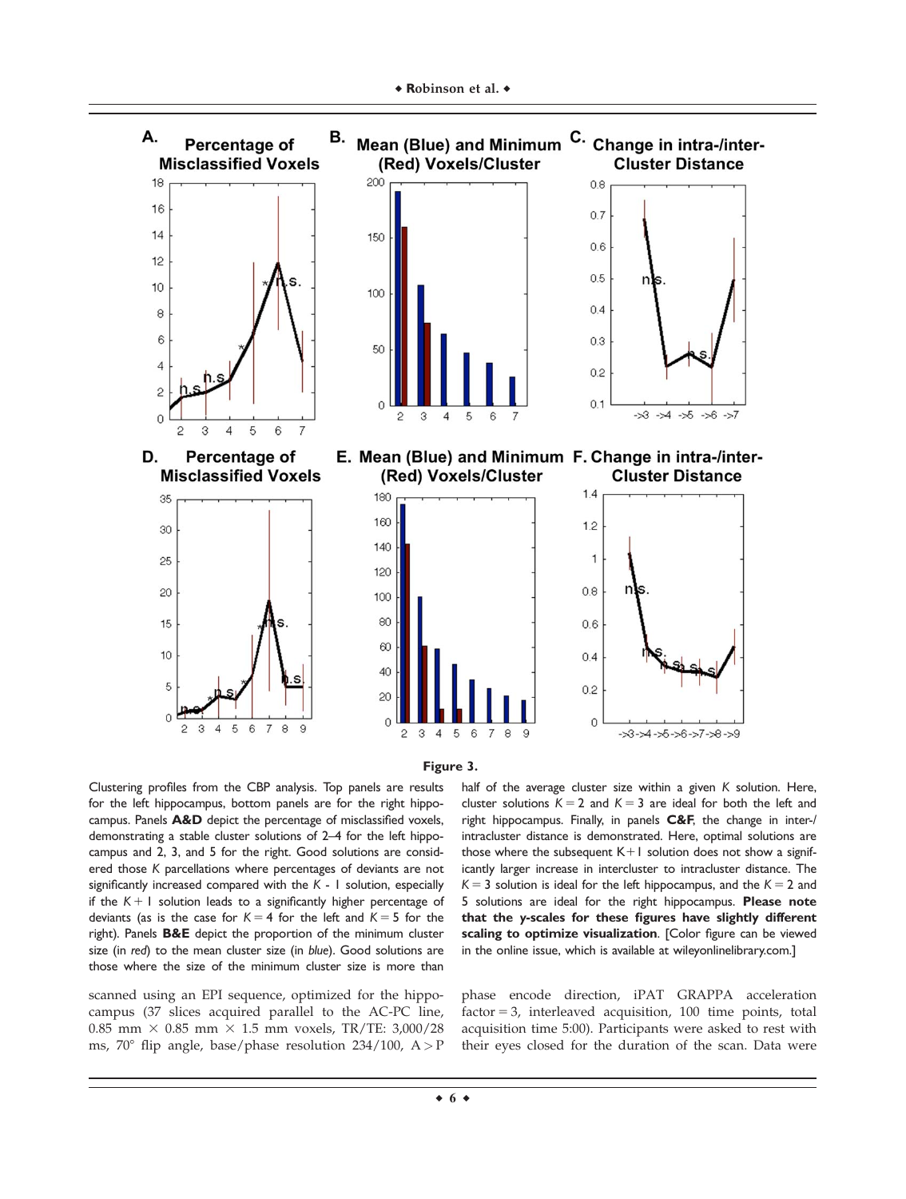**Figure 3.**

Clustering profiles from the CBP analysis. Top panels are results for the left hippocampus, bottom panels are for the right hippocampus. Panels **A&D** depict the percentage of misclassified voxels, demonstrating a stable cluster solutions of 2–4 for the left hippocampus and 2, 3, and 5 for the right. Good solutions are considered those $K$ parcellations where percentages of deviants are not significantly increased compared with the $K$ - 1 solution, especially if the $K + 1$ solution leads to a significantly higher percentage of deviants (as is the case for $K = 4$ for the left and $K = 5$ for the right). Panels **B&E** depict the proportion of the minimum cluster size (in *red*) to the mean cluster size (in *blue*). Good solutions are those where the size of the minimum cluster size is more than half of the average cluster size within a given $K$ solution. Here, cluster solutions $K = 2$ and $K = 3$ are ideal for both the left and right hippocampus. Finally, in panels **C&F**, the change in inter-/intracluster distance is demonstrated. Here, optimal solutions are those where the subsequent K+1 solution does not show a significantly larger increase in intercluster to intracluster distance. The $K = 3$ solution is ideal for the left hippocampus, and the $K = 2$ and 5 solutions are ideal for the right hippocampus. **Please note that the *y*-scales for these figures have slightly different scaling to optimize visualization**. [Color figure can be viewed in the online issue, which is available at wileyonlinelibrary.com.]

scanned using an EPI sequence, optimized for the hippocampus (37 slices acquired parallel to the AC-PC line, 0.85 mm × 0.85 mm × 1.5 mm voxels, TR/TE: 3,000/28 ms, 70° flip angle, base/phase resolution 234/100, A > P phase encode direction, iPAT GRAPPA acceleration factor = 3, interleaved acquisition, 100 time points, total acquisition time 5:00). Participants were asked to rest with their eyes closed for the duration of the scan. Data were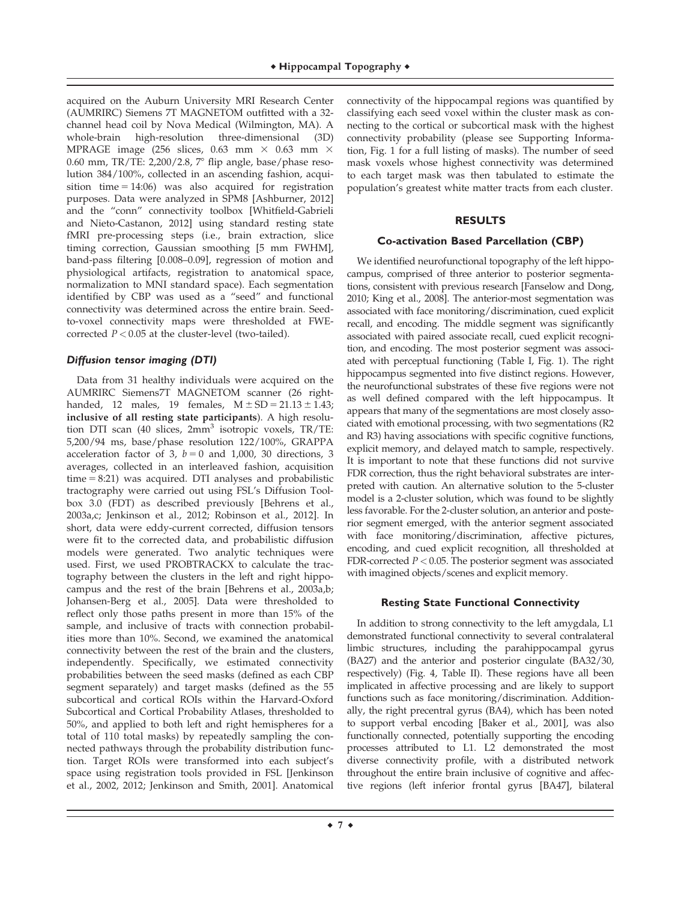acquired on the Auburn University MRI Research Center (AUMRIRC) Siemens 7T MAGNETOM outfitted with a 32-channel head coil by Nova Medical (Wilmington, MA). A whole-brain high-resolution three-dimensional (3D) MPRAGE image (256 slices, 0.63 mm × 0.63 mm × 0.60 mm, TR/TE: 2,200/2.8, 7° flip angle, base/phase resolution 384/100%, collected in an ascending fashion, acquisition time = 14:06) was also acquired for registration purposes. Data were analyzed in SPM8 [Ashburner, 2012] and the "conn" connectivity toolbox [Whitfield-Gabrieli and Nieto-Castanon, 2012] using standard resting state fMRI pre-processing steps (i.e., brain extraction, slice timing correction, Gaussian smoothing [5 mm FWHM], band-pass filtering [0.008–0.09], regression of motion and physiological artifacts, registration to anatomical space, normalization to MNI standard space). Each segmentation identified by CBP was used as a "seed" and functional connectivity was determined across the entire brain. Seed-to-voxel connectivity maps were thresholded at FWE-corrected $P < 0.05$ at the cluster-level (two-tailed).

### *Diffusion tensor imaging (DTI)*

Data from 31 healthy individuals were acquired on the AUMRIRC Siemens7T MAGNETOM scanner (26 right-handed, 12 males, 19 females, $M \pm SD = 21.13 \pm 1.43$; **inclusive of all resting state participants**). A high resolution DTI scan (40 slices, 2mm$^3$ isotropic voxels, TR/TE: 5,200/94 ms, base/phase resolution 122/100%, GRAPPA acceleration factor of 3, $b = 0$ and 1,000, 30 directions, 3 averages, collected in an interleaved fashion, acquisition time = 8:21) was acquired. DTI analyses and probabilistic tractography were carried out using FSL's Diffusion Toolbox 3.0 (FDT) as described previously [Behrens et al., 2003a,c; Jenkinson et al., 2012; Robinson et al., 2012]. In short, data were eddy-current corrected, diffusion tensors were fit to the corrected data, and probabilistic diffusion models were generated. Two analytic techniques were used. First, we used PROBTRACKX to calculate the tractography between the clusters in the left and right hippocampus and the rest of the brain [Behrens et al., 2003a,b; Johansen-Berg et al., 2005]. Data were thresholded to reflect only those paths present in more than 15% of the sample, and inclusive of tracts with connection probabilities more than 10%. Second, we examined the anatomical connectivity between the rest of the brain and the clusters, independently. Specifically, we estimated connectivity probabilities between the seed masks (defined as each CBP segment separately) and target masks (defined as the 55 subcortical and cortical ROIs within the Harvard-Oxford Subcortical and Cortical Probability Atlases, thresholded to 50%, and applied to both left and right hemispheres for a total of 110 total masks) by repeatedly sampling the connected pathways through the probability distribution function. Target ROIs were transformed into each subject's space using registration tools provided in FSL [Jenkinson et al., 2002, 2012; Jenkinson and Smith, 2001]. Anatomical connectivity of the hippocampal regions was quantified by classifying each seed voxel within the cluster mask as connecting to the cortical or subcortical mask with the highest connectivity probability (please see Supporting Information, Fig. 1 for a full listing of masks). The number of seed mask voxels whose highest connectivity was determined to each target mask was then tabulated to estimate the population's greatest white matter tracts from each cluster.

## RESULTS

### Co-activation Based Parcellation (CBP)

We identified neurofunctional topography of the left hippocampus, comprised of three anterior to posterior segmentations, consistent with previous research [Fanselow and Dong, 2010; King et al., 2008]. The anterior-most segmentation was associated with face monitoring/discrimination, cued explicit recall, and encoding. The middle segment was significantly associated with paired associate recall, cued explicit recognition, and encoding. The most posterior segment was associated with perceptual functioning (Table I, Fig. 1). The right hippocampus segmented into five distinct regions. However, the neurofunctional substrates of these five regions were not as well defined compared with the left hippocampus. It appears that many of the segmentations are most closely associated with emotional processing, with two segmentations (R2 and R3) having associations with specific cognitive functions, explicit memory, and delayed match to sample, respectively. It is important to note that these functions did not survive FDR correction, thus the right behavioral substrates are interpreted with caution. An alternative solution to the 5-cluster model is a 2-cluster solution, which was found to be slightly less favorable. For the 2-cluster solution, an anterior and posterior segment emerged, with the anterior segment associated with face monitoring/discrimination, affective pictures, encoding, and cued explicit recognition, all thresholded at FDR-corrected $P < 0.05$. The posterior segment was associated with imagined objects/scenes and explicit memory.

### Resting State Functional Connectivity

In addition to strong connectivity to the left amygdala, L1 demonstrated functional connectivity to several contralateral limbic structures, including the parahippocampal gyrus (BA27) and the anterior and posterior cingulate (BA32/30, respectively) (Fig. 4, Table II). These regions have all been implicated in affective processing and are likely to support functions such as face monitoring/discrimination. Additionally, the right precentral gyrus (BA4), which has been noted to support verbal encoding [Baker et al., 2001], was also functionally connected, potentially supporting the encoding processes attributed to L1. L2 demonstrated the most diverse connectivity profile, with a distributed network throughout the entire brain inclusive of cognitive and affective regions (left inferior frontal gyrus [BA47], bilateral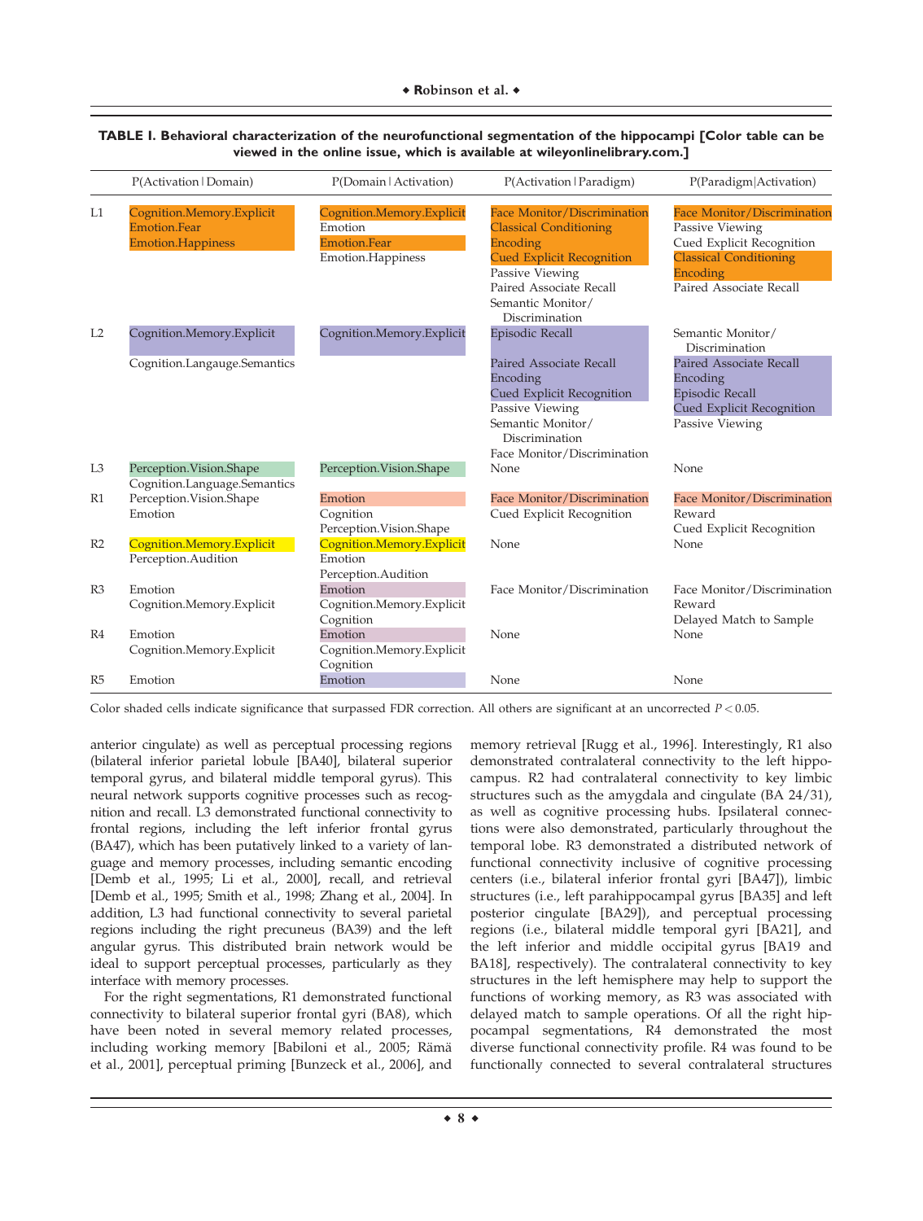**TABLE I. Behavioral characterization of the neurofunctional segmentation of the hippocampi [Color table can be viewed in the online issue, which is available at wileyonlinelibrary.com.]**

| | P(Activation∣Domain) | P(Domain∣Activation) | P(Activation∣Paradigm) | P(Paradigm∣Activation) |
|---|---|---|---|---|
| L1 | Cognition.Memory.Explicit<br>Emotion.Fear<br>Emotion.Happiness | Cognition.Memory.Explicit<br>Emotion<br>Emotion.Fear<br>Emotion.Happiness | Face Monitor/Discrimination<br>Classical Conditioning<br>Encoding<br>Cued Explicit Recognition<br>Passive Viewing<br>Paired Associate Recall<br>Semantic Monitor/Discrimination | Face Monitor/Discrimination<br>Passive Viewing<br>Cued Explicit Recognition<br>Classical Conditioning<br>Encoding<br>Paired Associate Recall |
| L2 | Cognition.Memory.Explicit<br>Cognition.Langauge.Semantics | Cognition.Memory.Explicit | Episodic Recall<br>Paired Associate Recall<br>Encoding<br>Cued Explicit Recognition<br>Passive Viewing<br>Semantic Monitor/Discrimination<br>Face Monitor/Discrimination | Semantic Monitor/Discrimination<br>Paired Associate Recall<br>Encoding<br>Episodic Recall<br>Cued Explicit Recognition<br>Passive Viewing |
| L3 | Perception.Vision.Shape<br>Cognition.Language.Semantics | Perception.Vision.Shape | None | None |
| R1 | Perception.Vision.Shape<br>Emotion | Emotion<br>Cognition<br>Perception.Vision.Shape | Face Monitor/Discrimination<br>Cued Explicit Recognition | Face Monitor/Discrimination<br>Reward<br>Cued Explicit Recognition |
| R2 | Cognition.Memory.Explicit<br>Perception.Audition | Cognition.Memory.Explicit<br>Emotion<br>Perception.Audition | None | None |
| R3 | Emotion<br>Cognition.Memory.Explicit | Emotion<br>Cognition.Memory.Explicit<br>Cognition | Face Monitor/Discrimination | Face Monitor/Discrimination<br>Reward<br>Delayed Match to Sample |
| R4 | Emotion<br>Cognition.Memory.Explicit | Emotion<br>Cognition.Memory.Explicit<br>Cognition | None | None |
| R5 | Emotion | Emotion | None | None |

Color shaded cells indicate significance that surpassed FDR correction. All others are significant at an uncorrected $P < 0.05$.

anterior cingulate) as well as perceptual processing regions (bilateral inferior parietal lobule [BA40], bilateral superior temporal gyrus, and bilateral middle temporal gyrus). This neural network supports cognitive processes such as recognition and recall. L3 demonstrated functional connectivity to frontal regions, including the left inferior frontal gyrus (BA47), which has been putatively linked to a variety of language and memory processes, including semantic encoding [Demb et al., 1995; Li et al., 2000], recall, and retrieval [Demb et al., 1995; Smith et al., 1998; Zhang et al., 2004]. In addition, L3 had functional connectivity to several parietal regions including the right precuneus (BA39) and the left angular gyrus. This distributed brain network would be ideal to support perceptual processes, particularly as they interface with memory processes.

For the right segmentations, R1 demonstrated functional connectivity to bilateral superior frontal gyri (BA8), which have been noted in several memory related processes, including working memory [Babiloni et al., 2005; Rämä et al., 2001], perceptual priming [Bunzeck et al., 2006], and memory retrieval [Rugg et al., 1996]. Interestingly, R1 also demonstrated contralateral connectivity to the left hippocampus. R2 had contralateral connectivity to key limbic structures such as the amygdala and cingulate (BA 24/31), as well as cognitive processing hubs. Ipsilateral connections were also demonstrated, particularly throughout the temporal lobe. R3 demonstrated a distributed network of functional connectivity inclusive of cognitive processing centers (i.e., bilateral inferior frontal gyri [BA47]), limbic structures (i.e., left parahippocampal gyrus [BA35] and left posterior cingulate [BA29]), and perceptual processing regions (i.e., bilateral middle temporal gyri [BA21], and the left inferior and middle occipital gyrus [BA19 and BA18], respectively). The contralateral connectivity to key structures in the left hemisphere may help to support the functions of working memory, as R3 was associated with delayed match to sample operations. Of all the right hippocampal segmentations, R4 demonstrated the most diverse functional connectivity profile. R4 was found to be functionally connected to several contralateral structures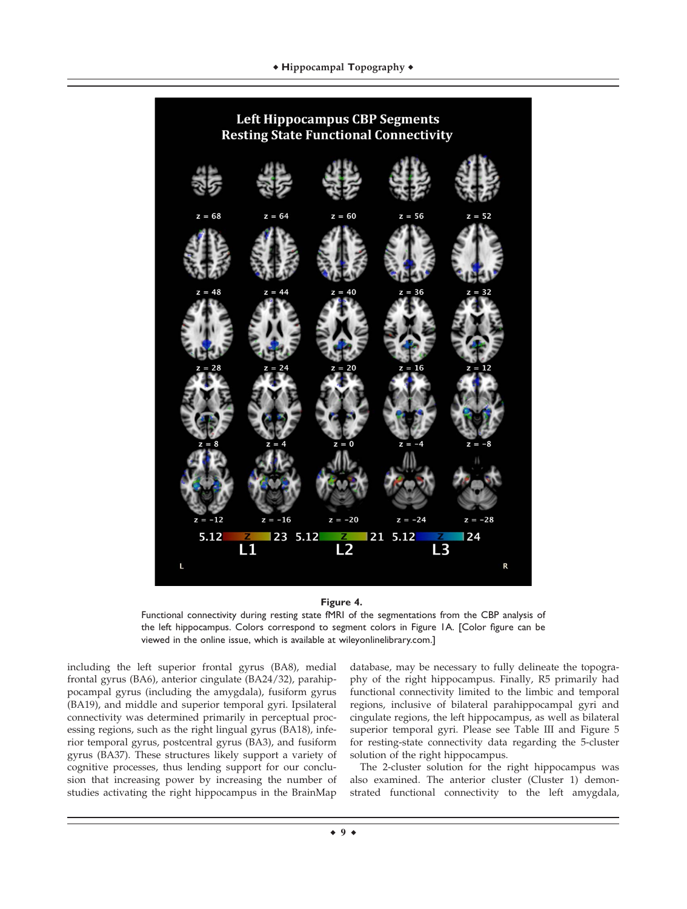**Figure 4.**

Functional connectivity during resting state fMRI of the segmentations from the CBP analysis of the left hippocampus. Colors correspond to segment colors in Figure 1A. [Color figure can be viewed in the online issue, which is available at wileyonlinelibrary.com.]

including the left superior frontal gyrus (BA8), medial frontal gyrus (BA6), anterior cingulate (BA24/32), parahippocampal gyrus (including the amygdala), fusiform gyrus (BA19), and middle and superior temporal gyri. Ipsilateral connectivity was determined primarily in perceptual processing regions, such as the right lingual gyrus (BA18), inferior temporal gyrus, postcentral gyrus (BA3), and fusiform gyrus (BA37). These structures likely support a variety of cognitive processes, thus lending support for our conclusion that increasing power by increasing the number of studies activating the right hippocampus in the BrainMap database, may be necessary to fully delineate the topography of the right hippocampus. Finally, R5 primarily had functional connectivity limited to the limbic and temporal regions, inclusive of bilateral parahippocampal gyri and cingulate regions, the left hippocampus, as well as bilateral superior temporal gyri. Please see Table III and Figure 5 for resting-state connectivity data regarding the 5-cluster solution of the right hippocampus.

The 2-cluster solution for the right hippocampus was also examined. The anterior cluster (Cluster 1) demonstrated functional connectivity to the left amygdala,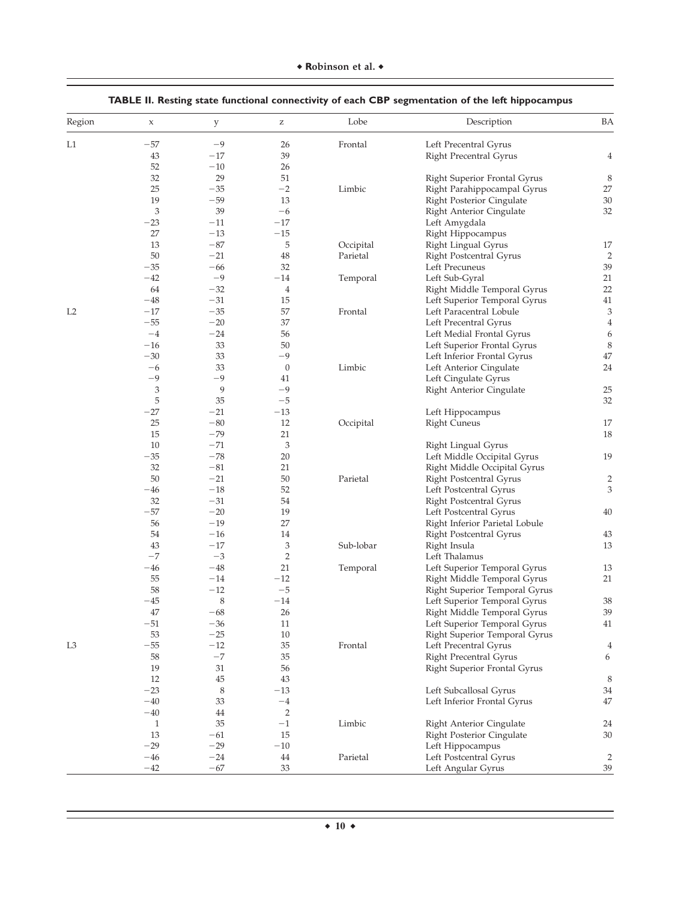**TABLE II. Resting state functional connectivity of each CBP segmentation of the left hippocampus**

| Region | x | y | z | Lobe | Description | BA |
|---|---|---|---|---|---|---|
| L1 | −57 | −9 | 26 | Frontal | Left Precentral Gyrus | |
| | 43 | −17 | 39 | | Right Precentral Gyrus | 4 |
| | 52 | −10 | 26 | | | |
| | 32 | 29 | 51 | | Right Superior Frontal Gyrus | 8 |
| | 25 | −35 | −2 | Limbic | Right Parahippocampal Gyrus | 27 |
| | 19 | −59 | 13 | | Right Posterior Cingulate | 30 |
| | 3 | 39 | −6 | | Right Anterior Cingulate | 32 |
| | −23 | −11 | −17 | | Left Amygdala | |
| | 27 | −13 | −15 | | Right Hippocampus | |
| | 13 | −87 | 5 | Occipital | Right Lingual Gyrus | 17 |
| | 50 | −21 | 48 | Parietal | Right Postcentral Gyrus | 2 |
| | −35 | −66 | 32 | | Left Precuneus | 39 |
| | −42 | −9 | −14 | Temporal | Left Sub-Gyral | 21 |
| | 64 | −32 | 4 | | Right Middle Temporal Gyrus | 22 |
| | −48 | −31 | 15 | | Left Superior Temporal Gyrus | 41 |
| L2 | −17 | −35 | 57 | Frontal | Left Paracentral Lobule | 3 |
| | −55 | −20 | 37 | | Left Precentral Gyrus | 4 |
| | −4 | −24 | 56 | | Left Medial Frontal Gyrus | 6 |
| | −16 | 33 | 50 | | Left Superior Frontal Gyrus | 8 |
| | −30 | 33 | −9 | | Left Inferior Frontal Gyrus | 47 |
| | −6 | 33 | 0 | Limbic | Left Anterior Cingulate | 24 |
| | −9 | −9 | 41 | | Left Cingulate Gyrus | |
| | 3 | 9 | −9 | | Right Anterior Cingulate | 25 |
| | 5 | 35 | −5 | | | 32 |
| | −27 | −21 | −13 | | Left Hippocampus | |
| | 25 | −80 | 12 | Occipital | Right Cuneus | 17 |
| | 15 | −79 | 21 | | | 18 |
| | 10 | −71 | 3 | | Right Lingual Gyrus | |
| | −35 | −78 | 20 | | Left Middle Occipital Gyrus | 19 |
| | 32 | −81 | 21 | | Right Middle Occipital Gyrus | |
| | 50 | −21 | 50 | Parietal | Right Postcentral Gyrus | 2 |
| | −46 | −18 | 52 | | Left Postcentral Gyrus | 3 |
| | 32 | −31 | 54 | | Right Postcentral Gyrus | |
| | −57 | −20 | 19 | | Left Postcentral Gyrus | 40 |
| | 56 | −19 | 27 | | Right Inferior Parietal Lobule | |
| | 54 | −16 | 14 | | Right Postcentral Gyrus | 43 |
| | 43 | −17 | 3 | Sub-lobar | Right Insula | 13 |
| | −7 | −3 | 2 | | Left Thalamus | |
| | −46 | −48 | 21 | Temporal | Left Superior Temporal Gyrus | 13 |
| | 55 | −14 | −12 | | Right Middle Temporal Gyrus | 21 |
| | 58 | −12 | −5 | | Right Superior Temporal Gyrus | |
| | −45 | 8 | −14 | | Left Superior Temporal Gyrus | 38 |
| | 47 | −68 | 26 | | Right Middle Temporal Gyrus | 39 |
| | −51 | −36 | 11 | | Left Superior Temporal Gyrus | 41 |
| | 53 | −25 | 10 | | Right Superior Temporal Gyrus | |
| L3 | −55 | −12 | 35 | Frontal | Left Precentral Gyrus | 4 |
| | 58 | −7 | 35 | | Right Precentral Gyrus | 6 |
| | 19 | 31 | 56 | | Right Superior Frontal Gyrus | |
| | 12 | 45 | 43 | | | 8 |
| | −23 | 8 | −13 | | Left Subcallosal Gyrus | 34 |
| | −40 | 33 | −4 | | Left Inferior Frontal Gyrus | 47 |
| | −40 | 44 | 2 | | | |
| | 1 | 35 | −1 | Limbic | Right Anterior Cingulate | 24 |
| | 13 | −61 | 15 | | Right Posterior Cingulate | 30 |
| | −29 | −29 | −10 | | Left Hippocampus | |
| | −46 | −24 | 44 | Parietal | Left Postcentral Gyrus | 2 |
| | −42 | −67 | 33 | | Left Angular Gyrus | 39 |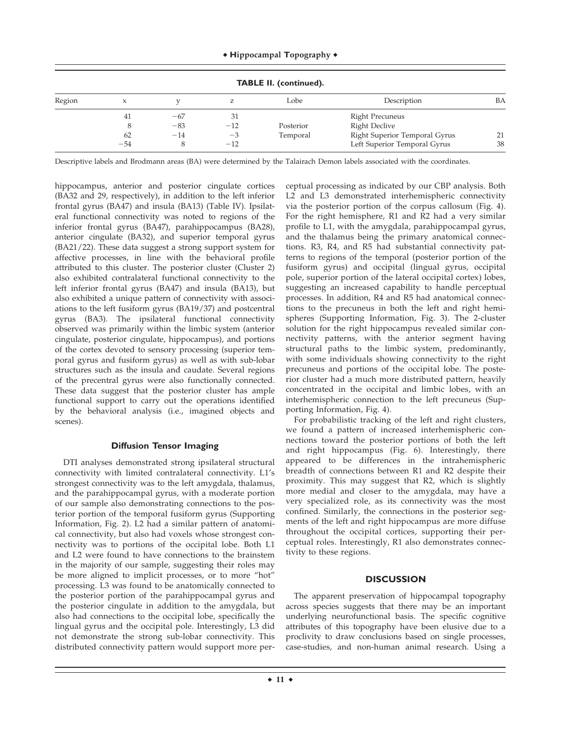**TABLE II. (continued).**

| Region | x | y | z | Lobe | Description | BA |
|---|---|---|---|---|---|---|
| | 41 | −67 | 31 | | Right Precuneus | |
| | 8 | −83 | −12 | Posterior | Right Declive | |
| | 62 | −14 | −3 | Temporal | Right Superior Temporal Gyrus | 21 |
| | −54 | 8 | −12 | | Left Superior Temporal Gyrus | 38 |

Descriptive labels and Brodmann areas (BA) were determined by the Talairach Demon labels associated with the coordinates.

hippocampus, anterior and posterior cingulate cortices (BA32 and 29, respectively), in addition to the left inferior frontal gyrus (BA47) and insula (BA13) (Table IV). Ipsilateral functional connectivity was noted to regions of the inferior frontal gyrus (BA47), parahippocampus (BA28), anterior cingulate (BA32), and superior temporal gyrus (BA21/22). These data suggest a strong support system for affective processes, in line with the behavioral profile attributed to this cluster. The posterior cluster (Cluster 2) also exhibited contralateral functional connectivity to the left inferior frontal gyrus (BA47) and insula (BA13), but also exhibited a unique pattern of connectivity with associations to the left fusiform gyrus (BA19/37) and postcentral gyrus (BA3). The ipsilateral functional connectivity observed was primarily within the limbic system (anterior cingulate, posterior cingulate, hippocampus), and portions of the cortex devoted to sensory processing (superior temporal gyrus and fusiform gyrus) as well as with sub-lobar structures such as the insula and caudate. Several regions of the precentral gyrus were also functionally connected. These data suggest that the posterior cluster has ample functional support to carry out the operations identified by the behavioral analysis (i.e., imagined objects and scenes).

### Diffusion Tensor Imaging

DTI analyses demonstrated strong ipsilateral structural connectivity with limited contralateral connectivity. L1's strongest connectivity was to the left amygdala, thalamus, and the parahippocampal gyrus, with a moderate portion of our sample also demonstrating connections to the posterior portion of the temporal fusiform gyrus (Supporting Information, Fig. 2). L2 had a similar pattern of anatomical connectivity, but also had voxels whose strongest connectivity was to portions of the occipital lobe. Both L1 and L2 were found to have connections to the brainstem in the majority of our sample, suggesting their roles may be more aligned to implicit processes, or to more "hot" processing. L3 was found to be anatomically connected to the posterior portion of the parahippocampal gyrus and the posterior cingulate in addition to the amygdala, but also had connections to the occipital lobe, specifically the lingual gyrus and the occipital pole. Interestingly, L3 did not demonstrate the strong sub-lobar connectivity. This distributed connectivity pattern would support more perceptual processing as indicated by our CBP analysis. Both L2 and L3 demonstrated interhemispheric connectivity via the posterior portion of the corpus callosum (Fig. 4). For the right hemisphere, R1 and R2 had a very similar profile to L1, with the amygdala, parahippocampal gyrus, and the thalamus being the primary anatomical connections. R3, R4, and R5 had substantial connectivity patterns to regions of the temporal (posterior portion of the fusiform gyrus) and occipital (lingual gyrus, occipital pole, superior portion of the lateral occipital cortex) lobes, suggesting an increased capability to handle perceptual processes. In addition, R4 and R5 had anatomical connections to the precuneus in both the left and right hemispheres (Supporting Information, Fig. 3). The 2-cluster solution for the right hippocampus revealed similar connectivity patterns, with the anterior segment having structural paths to the limbic system, predominantly, with some individuals showing connectivity to the right precuneus and portions of the occipital lobe. The posterior cluster had a much more distributed pattern, heavily concentrated in the occipital and limbic lobes, with an interhemispheric connection to the left precuneus (Supporting Information, Fig. 4).

For probabilistic tracking of the left and right clusters, we found a pattern of increased interhemispheric connections toward the posterior portions of both the left and right hippocampus (Fig. 6). Interestingly, there appeared to be differences in the intrahemispheric breadth of connections between R1 and R2 despite their proximity. This may suggest that R2, which is slightly more medial and closer to the amygdala, may have a very specialized role, as its connectivity was the most confined. Similarly, the connections in the posterior segments of the left and right hippocampus are more diffuse throughout the occipital cortices, supporting their perceptual roles. Interestingly, R1 also demonstrates connectivity to these regions.

## DISCUSSION

The apparent preservation of hippocampal topography across species suggests that there may be an important underlying neurofunctional basis. The specific cognitive attributes of this topography have been elusive due to a proclivity to draw conclusions based on single processes, case-studies, and non-human animal research. Using a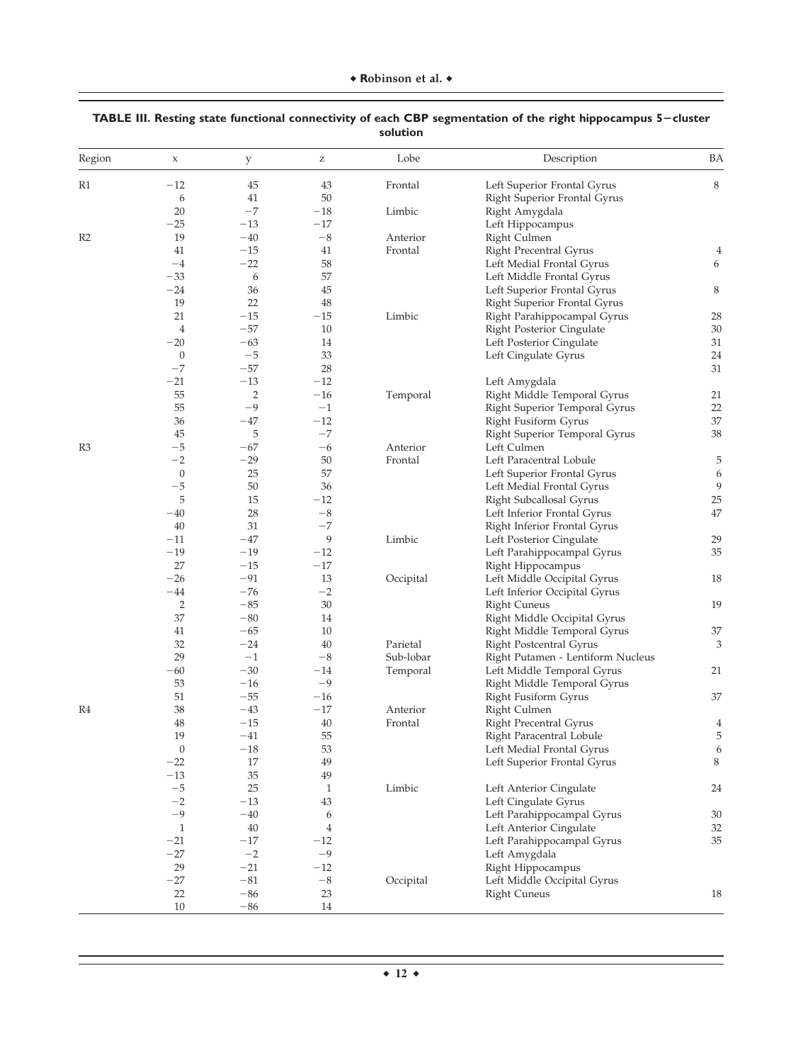**TABLE III. Resting state functional connectivity of each CBP segmentation of the right hippocampus 5−cluster solution**

| Region | x | y | z | Lobe | Description | BA |
|---|---|---|---|---|---|---|
| R1 | −12 | 45 | 43 | Frontal | Left Superior Frontal Gyrus | 8 |
| | 6 | 41 | 50 | | Right Superior Frontal Gyrus | |
| | 20 | −7 | −18 | Limbic | Right Amygdala | |
| | −25 | −13 | −17 | | Left Hippocampus | |
| R2 | 19 | −40 | −8 | Anterior | Right Culmen | |
| | 41 | −15 | 41 | Frontal | Right Precentral Gyrus | 4 |
| | −4 | −22 | 58 | | Left Medial Frontal Gyrus | 6 |
| | −33 | 6 | 57 | | Left Middle Frontal Gyrus | |
| | −24 | 36 | 45 | | Left Superior Frontal Gyrus | 8 |
| | 19 | 22 | 48 | | Right Superior Frontal Gyrus | |
| | 21 | −15 | −15 | Limbic | Right Parahippocampal Gyrus | 28 |
| | 4 | −57 | 10 | | Right Posterior Cingulate | 30 |
| | −20 | −63 | 14 | | Left Posterior Cingulate | 31 |
| | 0 | −5 | 33 | | Left Cingulate Gyrus | 24 |
| | −7 | −57 | 28 | | | 31 |
| | −21 | −13 | −12 | | Left Amygdala | |
| | 55 | 2 | −16 | Temporal | Right Middle Temporal Gyrus | 21 |
| | 55 | −9 | −1 | | Right Superior Temporal Gyrus | 22 |
| | 36 | −47 | −12 | | Right Fusiform Gyrus | 37 |
| | 45 | 5 | −7 | | Right Superior Temporal Gyrus | 38 |
| R3 | −5 | −67 | −6 | Anterior | Left Culmen | |
| | −2 | −29 | 50 | Frontal | Left Paracentral Lobule | 5 |
| | 0 | 25 | 57 | | Left Superior Frontal Gyrus | 6 |
| | −5 | 50 | 36 | | Left Medial Frontal Gyrus | 9 |
| | 5 | 15 | −12 | | Right Subcallosal Gyrus | 25 |
| | −40 | 28 | −8 | | Left Inferior Frontal Gyrus | 47 |
| | 40 | 31 | −7 | | Right Inferior Frontal Gyrus | |
| | −11 | −47 | 9 | Limbic | Left Posterior Cingulate | 29 |
| | −19 | −19 | −12 | | Left Parahippocampal Gyrus | 35 |
| | 27 | −15 | −17 | | Right Hippocampus | |
| | −26 | −91 | 13 | Occipital | Left Middle Occipital Gyrus | 18 |
| | −44 | −76 | −2 | | Left Inferior Occipital Gyrus | |
| | 2 | −85 | 30 | | Right Cuneus | 19 |
| | 37 | −80 | 14 | | Right Middle Occipital Gyrus | |
| | 41 | −65 | 10 | | Right Middle Temporal Gyrus | 37 |
| | 32 | −24 | 40 | Parietal | Right Postcentral Gyrus | 3 |
| | 29 | −1 | −8 | Sub-lobar | Right Putamen - Lentiform Nucleus | |
| | −60 | −30 | −14 | Temporal | Left Middle Temporal Gyrus | 21 |
| | 53 | −16 | −9 | | Right Middle Temporal Gyrus | |
| | 51 | −55 | −16 | | Right Fusiform Gyrus | 37 |
| R4 | 38 | −43 | −17 | Anterior | Right Culmen | |
| | 48 | −15 | 40 | Frontal | Right Precentral Gyrus | 4 |
| | 19 | −41 | 55 | | Right Paracentral Lobule | 5 |
| | 0 | −18 | 53 | | Left Medial Frontal Gyrus | 6 |
| | −22 | 17 | 49 | | Left Superior Frontal Gyrus | 8 |
| | −13 | 35 | 49 | | | |
| | −5 | 25 | 1 | Limbic | Left Anterior Cingulate | 24 |
| | −2 | −13 | 43 | | Left Cingulate Gyrus | |
| | −9 | −40 | 6 | | Left Parahippocampal Gyrus | 30 |
| | 1 | 40 | 4 | | Left Anterior Cingulate | 32 |
| | −21 | −17 | −12 | | Left Parahippocampal Gyrus | 35 |
| | −27 | −2 | −9 | | Left Amygdala | |
| | 29 | −21 | −12 | | Right Hippocampus | |
| | −27 | −81 | −8 | Occipital | Left Middle Occipital Gyrus | |
| | 22 | −86 | 23 | | Right Cuneus | 18 |
| | 10 | −86 | 14 | | | |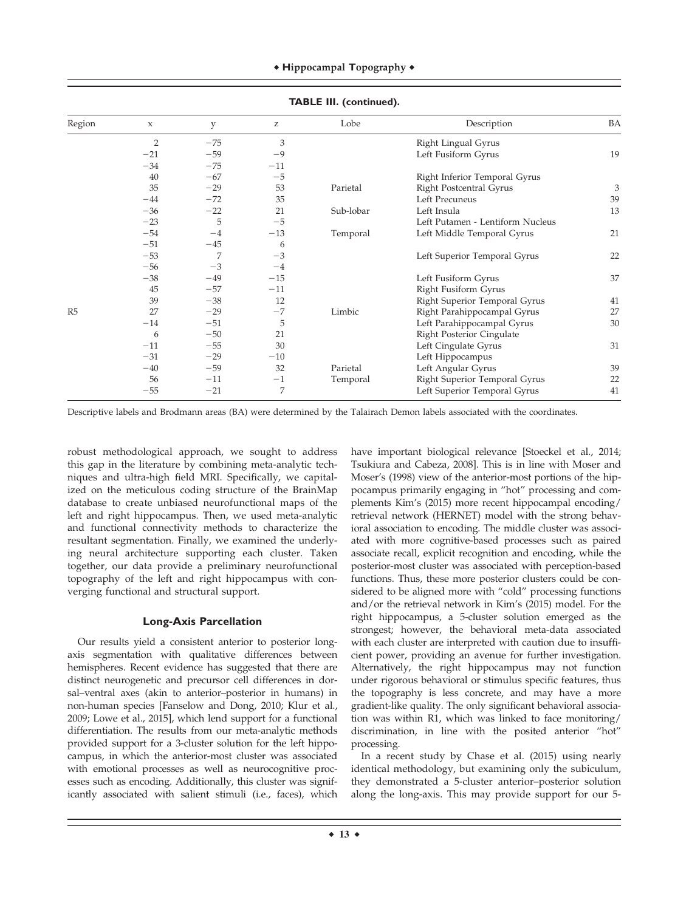**TABLE III. (continued).**

| Region | x | y | z | Lobe | Description | BA |
|---|---|---|---|---|---|---|
| | 2 | −75 | 3 | | Right Lingual Gyrus | |
| | −21 | −59 | −9 | | Left Fusiform Gyrus | 19 |
| | −34 | −75 | −11 | | | |
| | 40 | −67 | −5 | | Right Inferior Temporal Gyrus | |
| | 35 | −29 | 53 | Parietal | Right Postcentral Gyrus | 3 |
| | −44 | −72 | 35 | | Left Precuneus | 39 |
| | −36 | −22 | 21 | Sub-lobar | Left Insula | 13 |
| | −23 | 5 | −5 | | Left Putamen - Lentiform Nucleus | |
| | −54 | −4 | −13 | Temporal | Left Middle Temporal Gyrus | 21 |
| | −51 | −45 | 6 | | | |
| | −53 | 7 | −3 | | Left Superior Temporal Gyrus | 22 |
| | −56 | −3 | −4 | | | |
| | −38 | −49 | −15 | | Left Fusiform Gyrus | 37 |
| | 45 | −57 | −11 | | Right Fusiform Gyrus | |
| | 39 | −38 | 12 | | Right Superior Temporal Gyrus | 41 |
| R5 | 27 | −29 | −7 | Limbic | Right Parahippocampal Gyrus | 27 |
| | −14 | −51 | 5 | | Left Parahippocampal Gyrus | 30 |
| | 6 | −50 | 21 | | Right Posterior Cingulate | |
| | −11 | −55 | 30 | | Left Cingulate Gyrus | 31 |
| | −31 | −29 | −10 | | Left Hippocampus | |
| | −40 | −59 | 32 | Parietal | Left Angular Gyrus | 39 |
| | 56 | −11 | −1 | Temporal | Right Superior Temporal Gyrus | 22 |
| | −55 | −21 | 7 | | Left Superior Temporal Gyrus | 41 |

Descriptive labels and Brodmann areas (BA) were determined by the Talairach Demon labels associated with the coordinates.

robust methodological approach, we sought to address this gap in the literature by combining meta-analytic techniques and ultra-high field MRI. Specifically, we capitalized on the meticulous coding structure of the BrainMap database to create unbiased neurofunctional maps of the left and right hippocampus. Then, we used meta-analytic and functional connectivity methods to characterize the resultant segmentation. Finally, we examined the underlying neural architecture supporting each cluster. Taken together, our data provide a preliminary neurofunctional topography of the left and right hippocampus with converging functional and structural support.

### Long-Axis Parcellation

Our results yield a consistent anterior to posterior long-axis segmentation with qualitative differences between hemispheres. Recent evidence has suggested that there are distinct neurogenetic and precursor cell differences in dorsal–ventral axes (akin to anterior–posterior in humans) in non-human species [Fanselow and Dong, 2010; Klur et al., 2009; Lowe et al., 2015], which lend support for a functional differentiation. The results from our meta-analytic methods provided support for a 3-cluster solution for the left hippocampus, in which the anterior-most cluster was associated with emotional processes as well as neurocognitive processes such as encoding. Additionally, this cluster was significantly associated with salient stimuli (i.e., faces), which have important biological relevance [Stoeckel et al., 2014; Tsukiura and Cabeza, 2008]. This is in line with Moser and Moser's (1998) view of the anterior-most portions of the hippocampus primarily engaging in "hot" processing and complements Kim's (2015) more recent hippocampal encoding/retrieval network (HERNET) model with the strong behavioral association to encoding. The middle cluster was associated with more cognitive-based processes such as paired associate recall, explicit recognition and encoding, while the posterior-most cluster was associated with perception-based functions. Thus, these more posterior clusters could be considered to be aligned more with "cold" processing functions and/or the retrieval network in Kim's (2015) model. For the right hippocampus, a 5-cluster solution emerged as the strongest; however, the behavioral meta-data associated with each cluster are interpreted with caution due to insufficient power, providing an avenue for further investigation. Alternatively, the right hippocampus may not function under rigorous behavioral or stimulus specific features, thus the topography is less concrete, and may have a more gradient-like quality. The only significant behavioral association was within R1, which was linked to face monitoring/discrimination, in line with the posited anterior "hot" processing.

In a recent study by Chase et al. (2015) using nearly identical methodology, but examining only the subiculum, they demonstrated a 5-cluster anterior–posterior solution along the long-axis. This may provide support for our 5-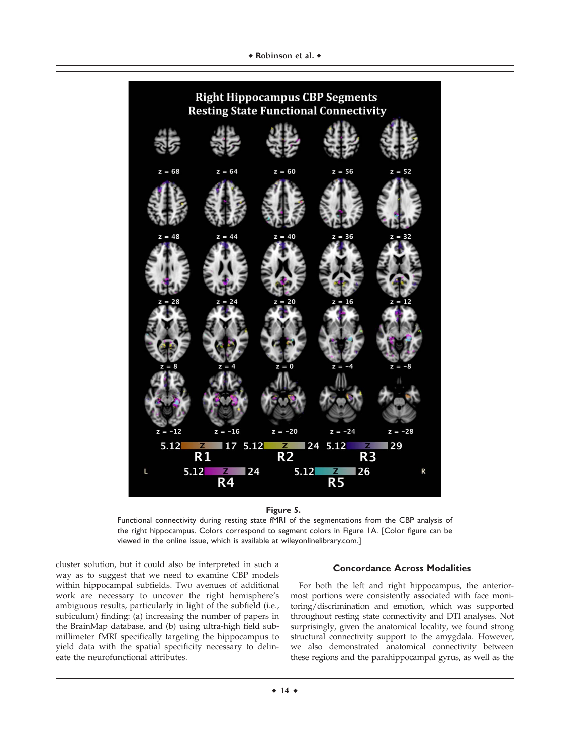**Figure 5.**

Functional connectivity during resting state fMRI of the segmentations from the CBP analysis of the right hippocampus. Colors correspond to segment colors in Figure 1A. [Color figure can be viewed in the online issue, which is available at wileyonlinelibrary.com.]

cluster solution, but it could also be interpreted in such a way as to suggest that we need to examine CBP models within hippocampal subfields. Two avenues of additional work are necessary to uncover the right hemisphere's ambiguous results, particularly in light of the subfield (i.e., subiculum) finding: (a) increasing the number of papers in the BrainMap database, and (b) using ultra-high field sub-millimeter fMRI specifically targeting the hippocampus to yield data with the spatial specificity necessary to delineate the neurofunctional attributes.

### Concordance Across Modalities

For both the left and right hippocampus, the anterior-most portions were consistently associated with face monitoring/discrimination and emotion, which was supported throughout resting state connectivity and DTI analyses. Not surprisingly, given the anatomical locality, we found strong structural connectivity support to the amygdala. However, we also demonstrated anatomical connectivity between these regions and the parahippocampal gyrus, as well as the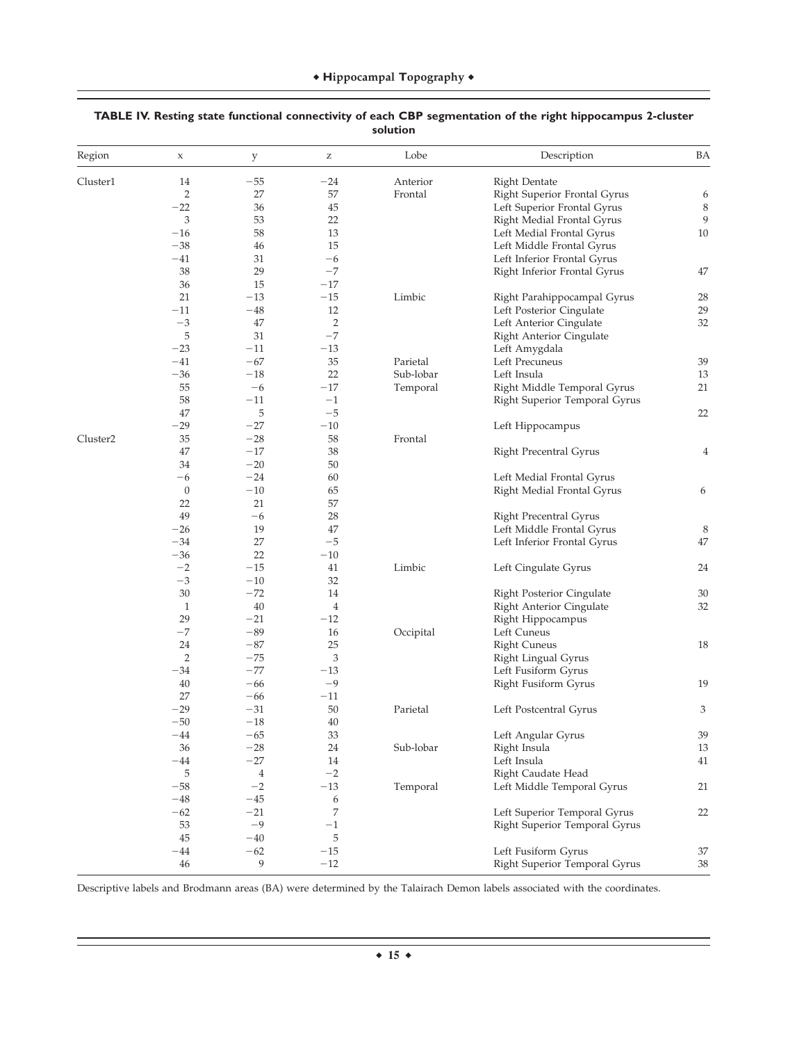**TABLE IV. Resting state functional connectivity of each CBP segmentation of the right hippocampus 2-cluster solution**

| Region | x | y | z | Lobe | Description | BA |
|---|---|---|---|---|---|---|
| Cluster1 | 14 | −55 | −24 | Anterior | Right Dentate | |
| | 2 | 27 | 57 | Frontal | Right Superior Frontal Gyrus | 6 |
| | −22 | 36 | 45 | | Left Superior Frontal Gyrus | 8 |
| | 3 | 53 | 22 | | Right Medial Frontal Gyrus | 9 |
| | −16 | 58 | 13 | | Left Medial Frontal Gyrus | 10 |
| | −38 | 46 | 15 | | Left Middle Frontal Gyrus | |
| | −41 | 31 | −6 | | Left Inferior Frontal Gyrus | |
| | 38 | 29 | −7 | | Right Inferior Frontal Gyrus | 47 |
| | 36 | 15 | −17 | | | |
| | 21 | −13 | −15 | Limbic | Right Parahippocampal Gyrus | 28 |
| | −11 | −48 | 12 | | Left Posterior Cingulate | 29 |
| | −3 | 47 | 2 | | Left Anterior Cingulate | 32 |
| | 5 | 31 | −7 | | Right Anterior Cingulate | |
| | −23 | −11 | −13 | | Left Amygdala | |
| | −41 | −67 | 35 | Parietal | Left Precuneus | 39 |
| | −36 | −18 | 22 | Sub-lobar | Left Insula | 13 |
| | 55 | −6 | −17 | Temporal | Right Middle Temporal Gyrus | 21 |
| | 58 | −11 | −1 | | Right Superior Temporal Gyrus | |
| | 47 | 5 | −5 | | | 22 |
| | −29 | −27 | −10 | | Left Hippocampus | |
| Cluster2 | 35 | −28 | 58 | Frontal | | |
| | 47 | −17 | 38 | | Right Precentral Gyrus | 4 |
| | 34 | −20 | 50 | | | |
| | −6 | −24 | 60 | | Left Medial Frontal Gyrus | |
| | 0 | −10 | 65 | | Right Medial Frontal Gyrus | 6 |
| | 22 | 21 | 57 | | | |
| | 49 | −6 | 28 | | Right Precentral Gyrus | |
| | −26 | 19 | 47 | | Left Middle Frontal Gyrus | 8 |
| | −34 | 27 | −5 | | Left Inferior Frontal Gyrus | 47 |
| | −36 | 22 | −10 | | | |
| | −2 | −15 | 41 | Limbic | Left Cingulate Gyrus | 24 |
| | −3 | −10 | 32 | | | |
| | 30 | −72 | 14 | | Right Posterior Cingulate | 30 |
| | 1 | 40 | 4 | | Right Anterior Cingulate | 32 |
| | 29 | −21 | −12 | | Right Hippocampus | |
| | −7 | −89 | 16 | Occipital | Left Cuneus | |
| | 24 | −87 | 25 | | Right Cuneus | 18 |
| | 2 | −75 | 3 | | Right Lingual Gyrus | |
| | −34 | −77 | −13 | | Left Fusiform Gyrus | |
| | 40 | −66 | −9 | | Right Fusiform Gyrus | 19 |
| | 27 | −66 | −11 | | | |
| | −29 | −31 | 50 | Parietal | Left Postcentral Gyrus | 3 |
| | −50 | −18 | 40 | | | |
| | −44 | −65 | 33 | | Left Angular Gyrus | 39 |
| | 36 | −28 | 24 | Sub-lobar | Right Insula | 13 |
| | −44 | −27 | 14 | | Left Insula | 41 |
| | 5 | 4 | −2 | | Right Caudate Head | |
| | −58 | −2 | −13 | Temporal | Left Middle Temporal Gyrus | 21 |
| | −48 | −45 | 6 | | | |
| | −62 | −21 | 7 | | Left Superior Temporal Gyrus | 22 |
| | 53 | −9 | −1 | | Right Superior Temporal Gyrus | |
| | 45 | −40 | 5 | | | |
| | −44 | −62 | −15 | | Left Fusiform Gyrus | 37 |
| | 46 | 9 | −12 | | Right Superior Temporal Gyrus | 38 |

Descriptive labels and Brodmann areas (BA) were determined by the Talairach Demon labels associated with the coordinates.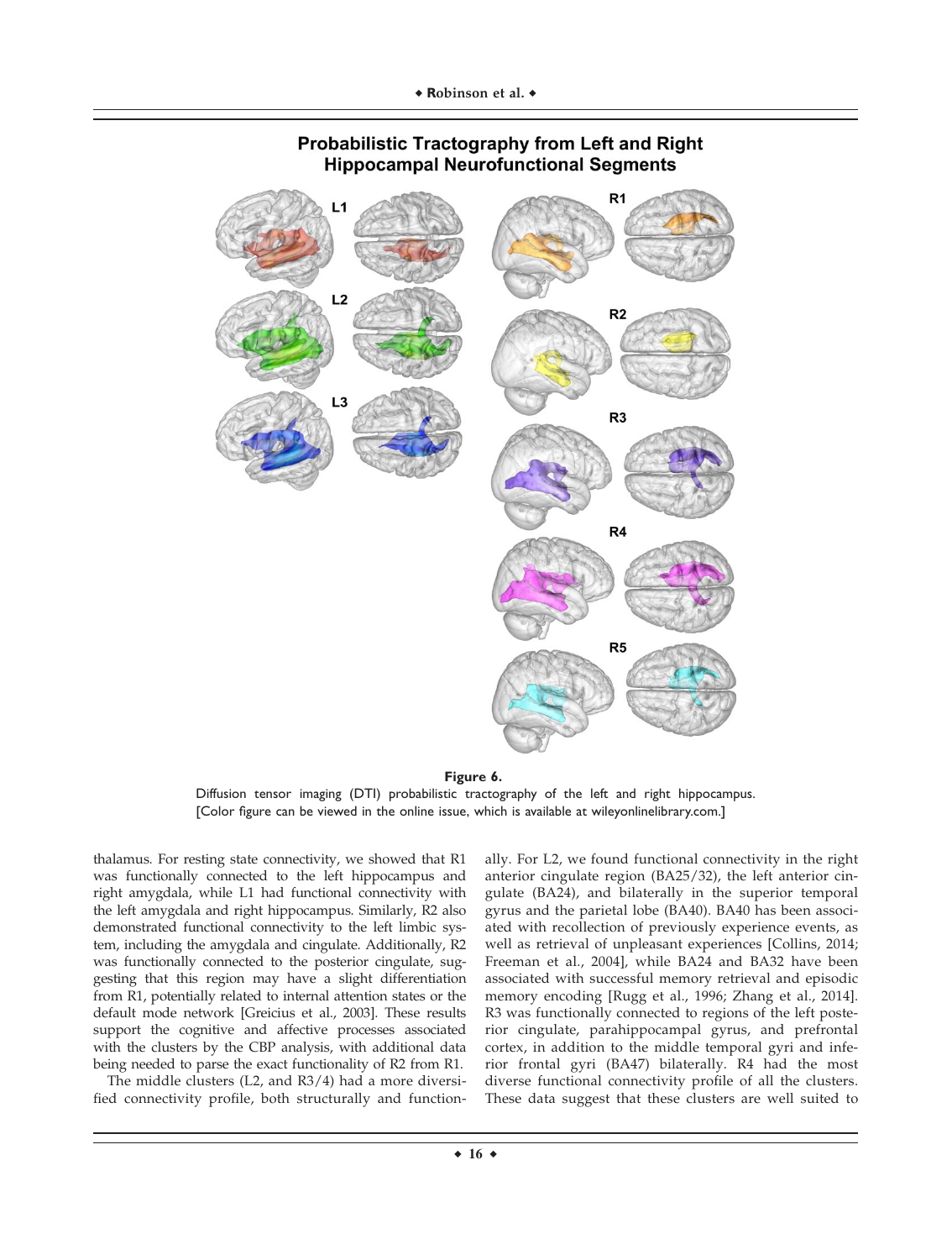**Figure 6.**

Diffusion tensor imaging (DTI) probabilistic tractography of the left and right hippocampus. [Color figure can be viewed in the online issue, which is available at wileyonlinelibrary.com.]

thalamus. For resting state connectivity, we showed that R1 was functionally connected to the left hippocampus and right amygdala, while L1 had functional connectivity with the left amygdala and right hippocampus. Similarly, R2 also demonstrated functional connectivity to the left limbic system, including the amygdala and cingulate. Additionally, R2 was functionally connected to the posterior cingulate, suggesting that this region may have a slight differentiation from R1, potentially related to internal attention states or the default mode network [Greicius et al., 2003]. These results support the cognitive and affective processes associated with the clusters by the CBP analysis, with additional data being needed to parse the exact functionality of R2 from R1.

The middle clusters (L2, and R3/4) had a more diversified connectivity profile, both structurally and functionally. For L2, we found functional connectivity in the right anterior cingulate region (BA25/32), the left anterior cingulate (BA24), and bilaterally in the superior temporal gyrus and the parietal lobe (BA40). BA40 has been associated with recollection of previously experience events, as well as retrieval of unpleasant experiences [Collins, 2014; Freeman et al., 2004], while BA24 and BA32 have been associated with successful memory retrieval and episodic memory encoding [Rugg et al., 1996; Zhang et al., 2014]. R3 was functionally connected to regions of the left posterior cingulate, parahippocampal gyrus, and prefrontal cortex, in addition to the middle temporal gyri and inferior frontal gyri (BA47) bilaterally. R4 had the most diverse functional connectivity profile of all the clusters. These data suggest that these clusters are well suited to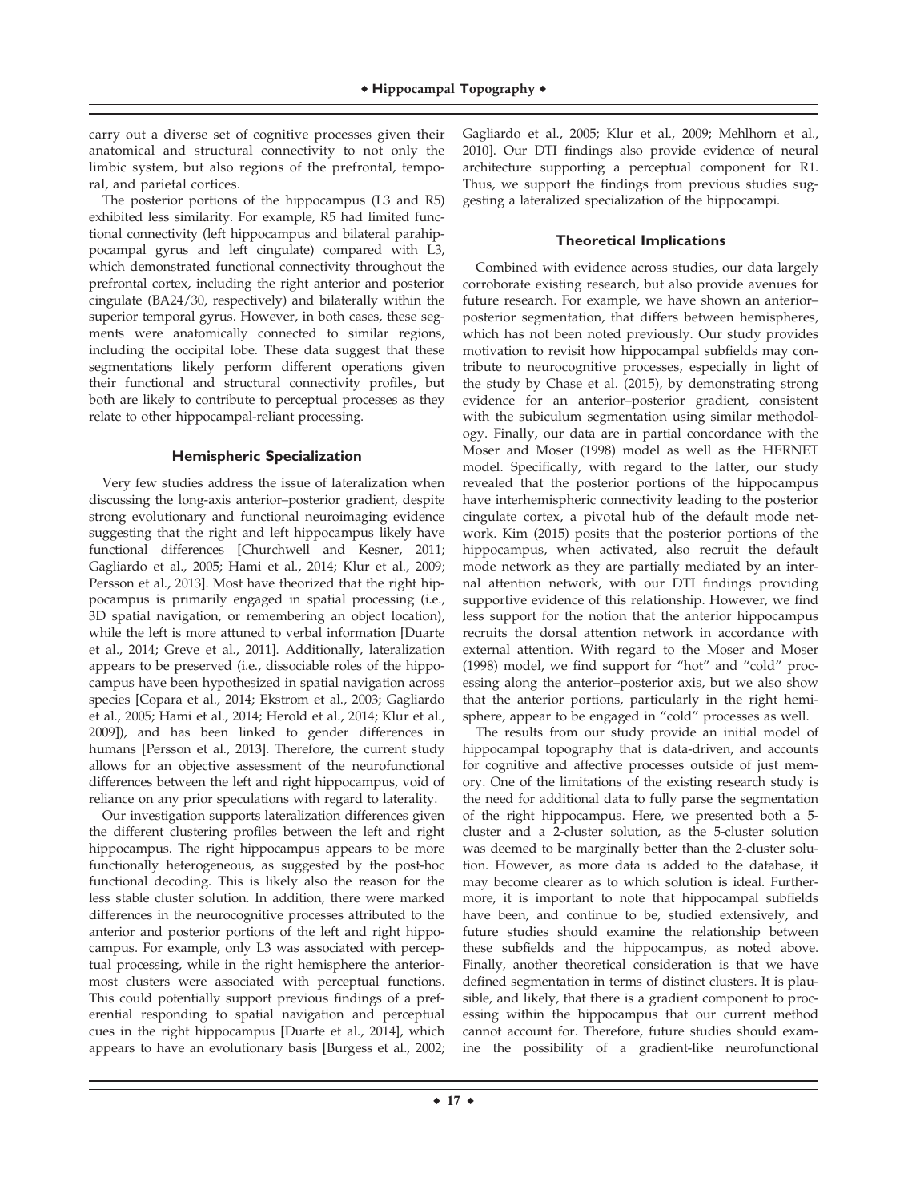carry out a diverse set of cognitive processes given their anatomical and structural connectivity to not only the limbic system, but also regions of the prefrontal, temporal, and parietal cortices.

The posterior portions of the hippocampus (L3 and R5) exhibited less similarity. For example, R5 had limited functional connectivity (left hippocampus and bilateral parahippocampal gyrus and left cingulate) compared with L3, which demonstrated functional connectivity throughout the prefrontal cortex, including the right anterior and posterior cingulate (BA24/30, respectively) and bilaterally within the superior temporal gyrus. However, in both cases, these segments were anatomically connected to similar regions, including the occipital lobe. These data suggest that these segmentations likely perform different operations given their functional and structural connectivity profiles, but both are likely to contribute to perceptual processes as they relate to other hippocampal-reliant processing.

## Hemispheric Specialization

Very few studies address the issue of lateralization when discussing the long-axis anterior–posterior gradient, despite strong evolutionary and functional neuroimaging evidence suggesting that the right and left hippocampus likely have functional differences [Churchwell and Kesner, 2011; Gagliardo et al., 2005; Hami et al., 2014; Klur et al., 2009; Persson et al., 2013]. Most have theorized that the right hippocampus is primarily engaged in spatial processing (i.e., 3D spatial navigation, or remembering an object location), while the left is more attuned to verbal information [Duarte et al., 2014; Greve et al., 2011]. Additionally, lateralization appears to be preserved (i.e., dissociable roles of the hippocampus have been hypothesized in spatial navigation across species [Copara et al., 2014; Ekstrom et al., 2003; Gagliardo et al., 2005; Hami et al., 2014; Herold et al., 2014; Klur et al., 2009]), and has been linked to gender differences in humans [Persson et al., 2013]. Therefore, the current study allows for an objective assessment of the neurofunctional differences between the left and right hippocampus, void of reliance on any prior speculations with regard to laterality.

Our investigation supports lateralization differences given the different clustering profiles between the left and right hippocampus. The right hippocampus appears to be more functionally heterogeneous, as suggested by the post-hoc functional decoding. This is likely also the reason for the less stable cluster solution. In addition, there were marked differences in the neurocognitive processes attributed to the anterior and posterior portions of the left and right hippocampus. For example, only L3 was associated with perceptual processing, while in the right hemisphere the anterior-most clusters were associated with perceptual functions. This could potentially support previous findings of a preferential responding to spatial navigation and perceptual cues in the right hippocampus [Duarte et al., 2014], which appears to have an evolutionary basis [Burgess et al., 2002; Gagliardo et al., 2005; Klur et al., 2009; Mehlhorn et al., 2010]. Our DTI findings also provide evidence of neural architecture supporting a perceptual component for R1. Thus, we support the findings from previous studies suggesting a lateralized specialization of the hippocampi.

## Theoretical Implications

Combined with evidence across studies, our data largely corroborate existing research, but also provide avenues for future research. For example, we have shown an anterior–posterior segmentation, that differs between hemispheres, which has not been noted previously. Our study provides motivation to revisit how hippocampal subfields may contribute to neurocognitive processes, especially in light of the study by Chase et al. (2015), by demonstrating strong evidence for an anterior–posterior gradient, consistent with the subiculum segmentation using similar methodology. Finally, our data are in partial concordance with the Moser and Moser (1998) model as well as the HERNET model. Specifically, with regard to the latter, our study revealed that the posterior portions of the hippocampus have interhemispheric connectivity leading to the posterior cingulate cortex, a pivotal hub of the default mode network. Kim (2015) posits that the posterior portions of the hippocampus, when activated, also recruit the default mode network as they are partially mediated by an internal attention network, with our DTI findings providing supportive evidence of this relationship. However, we find less support for the notion that the anterior hippocampus recruits the dorsal attention network in accordance with external attention. With regard to the Moser and Moser (1998) model, we find support for "hot" and "cold" processing along the anterior–posterior axis, but we also show that the anterior portions, particularly in the right hemisphere, appear to be engaged in "cold" processes as well.

The results from our study provide an initial model of hippocampal topography that is data-driven, and accounts for cognitive and affective processes outside of just memory. One of the limitations of the existing research study is the need for additional data to fully parse the segmentation of the right hippocampus. Here, we presented both a 5-cluster and a 2-cluster solution, as the 5-cluster solution was deemed to be marginally better than the 2-cluster solution. However, as more data is added to the database, it may become clearer as to which solution is ideal. Furthermore, it is important to note that hippocampal subfields have been, and continue to be, studied extensively, and future studies should examine the relationship between these subfields and the hippocampus, as noted above. Finally, another theoretical consideration is that we have defined segmentation in terms of distinct clusters. It is plausible, and likely, that there is a gradient component to processing within the hippocampus that our current method cannot account for. Therefore, future studies should examine the possibility of a gradient-like neurofunctional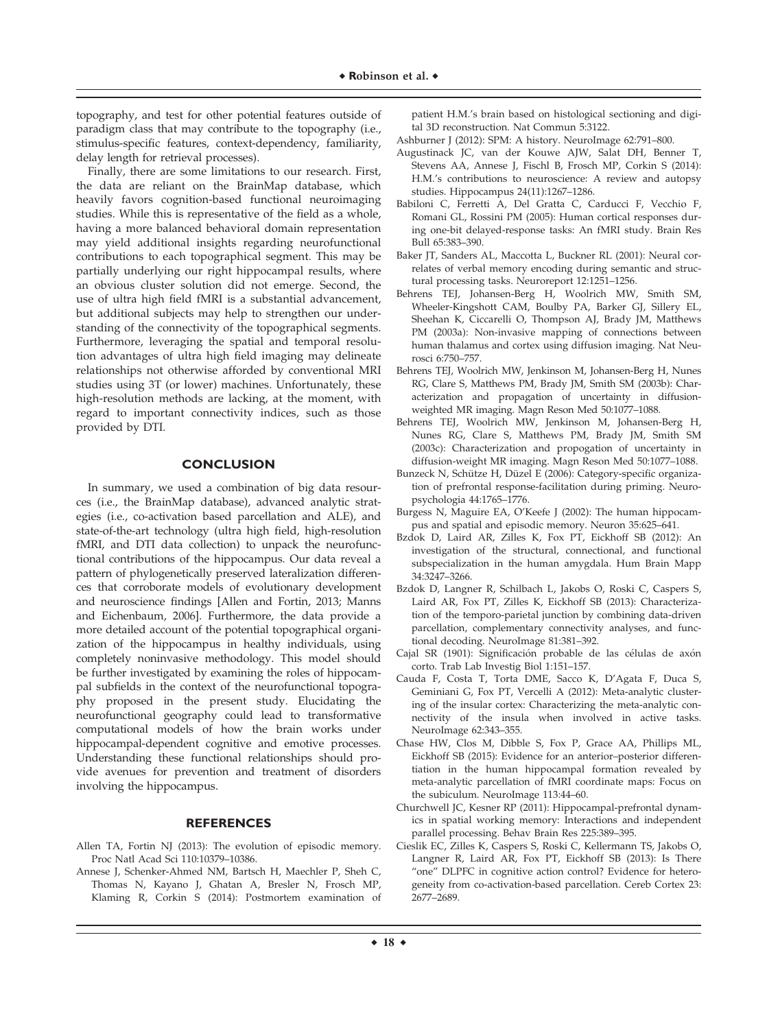topography, and test for other potential features outside of paradigm class that may contribute to the topography (i.e., stimulus-specific features, context-dependency, familiarity, delay length for retrieval processes).

Finally, there are some limitations to our research. First, the data are reliant on the BrainMap database, which heavily favors cognition-based functional neuroimaging studies. While this is representative of the field as a whole, having a more balanced behavioral domain representation may yield additional insights regarding neurofunctional contributions to each topographical segment. This may be partially underlying our right hippocampal results, where an obvious cluster solution did not emerge. Second, the use of ultra high field fMRI is a substantial advancement, but additional subjects may help to strengthen our understanding of the connectivity of the topographical segments. Furthermore, leveraging the spatial and temporal resolution advantages of ultra high field imaging may delineate relationships not otherwise afforded by conventional MRI studies using 3T (or lower) machines. Unfortunately, these high-resolution methods are lacking, at the moment, with regard to important connectivity indices, such as those provided by DTI.

## CONCLUSION

In summary, we used a combination of big data resources (i.e., the BrainMap database), advanced analytic strategies (i.e., co-activation based parcellation and ALE), and state-of-the-art technology (ultra high field, high-resolution fMRI, and DTI data collection) to unpack the neurofunctional contributions of the hippocampus. Our data reveal a pattern of phylogenetically preserved lateralization differences that corroborate models of evolutionary development and neuroscience findings [Allen and Fortin, 2013; Manns and Eichenbaum, 2006]. Furthermore, the data provide a more detailed account of the potential topographical organization of the hippocampus in healthy individuals, using completely noninvasive methodology. This model should be further investigated by examining the roles of hippocampal subfields in the context of the neurofunctional topography proposed in the present study. Elucidating the neurofunctional geography could lead to transformative computational models of how the brain works under hippocampal-dependent cognitive and emotive processes. Understanding these functional relationships should provide avenues for prevention and treatment of disorders involving the hippocampus.

## REFERENCES

Allen TA, Fortin NJ (2013): The evolution of episodic memory. Proc Natl Acad Sci 110:10379–10386.

Annese J, Schenker-Ahmed NM, Bartsch H, Maechler P, Sheh C, Thomas N, Kayano J, Ghatan A, Bresler N, Frosch MP, Klaming R, Corkin S (2014): Postmortem examination of patient H.M.'s brain based on histological sectioning and digital 3D reconstruction. Nat Commun 5:3122.

Ashburner J (2012): SPM: A history. NeuroImage 62:791–800.

Augustinack JC, van der Kouwe AJW, Salat DH, Benner T, Stevens AA, Annese J, Fischl B, Frosch MP, Corkin S (2014): H.M.'s contributions to neuroscience: A review and autopsy studies. Hippocampus 24(11):1267–1286.

Babiloni C, Ferretti A, Del Gratta C, Carducci F, Vecchio F, Romani GL, Rossini PM (2005): Human cortical responses during one-bit delayed-response tasks: An fMRI study. Brain Res Bull 65:383–390.

Baker JT, Sanders AL, Maccotta L, Buckner RL (2001): Neural correlates of verbal memory encoding during semantic and structural processing tasks. Neuroreport 12:1251–1256.

Behrens TEJ, Johansen-Berg H, Woolrich MW, Smith SM, Wheeler-Kingshott CAM, Boulby PA, Barker GJ, Sillery EL, Sheehan K, Ciccarelli O, Thompson AJ, Brady JM, Matthews PM (2003a): Non-invasive mapping of connections between human thalamus and cortex using diffusion imaging. Nat Neurosci 6:750–757.

Behrens TEJ, Woolrich MW, Jenkinson M, Johansen-Berg H, Nunes RG, Clare S, Matthews PM, Brady JM, Smith SM (2003b): Characterization and propagation of uncertainty in diffusion-weighted MR imaging. Magn Reson Med 50:1077–1088.

Behrens TEJ, Woolrich MW, Jenkinson M, Johansen-Berg H, Nunes RG, Clare S, Matthews PM, Brady JM, Smith SM (2003c): Characterization and propogation of uncertainty in diffusion-weight MR imaging. Magn Reson Med 50:1077–1088.

Bunzeck N, Schütze H, Düzel E (2006): Category-specific organization of prefrontal response-facilitation during priming. Neuropsychologia 44:1765–1776.

Burgess N, Maguire EA, O'Keefe J (2002): The human hippocampus and spatial and episodic memory. Neuron 35:625–641.

Bzdok D, Laird AR, Zilles K, Fox PT, Eickhoff SB (2012): An investigation of the structural, connectional, and functional subspecialization in the human amygdala. Hum Brain Mapp 34:3247–3266.

Bzdok D, Langner R, Schilbach L, Jakobs O, Roski C, Caspers S, Laird AR, Fox PT, Zilles K, Eickhoff SB (2013): Characterization of the temporo-parietal junction by combining data-driven parcellation, complementary connectivity analyses, and functional decoding. NeuroImage 81:381–392.

Cajal SR (1901): Significación probable de las células de axón corto. Trab Lab Investig Biol 1:151–157.

Cauda F, Costa T, Torta DME, Sacco K, D'Agata F, Duca S, Geminiani G, Fox PT, Vercelli A (2012): Meta-analytic clustering of the insular cortex: Characterizing the meta-analytic connectivity of the insula when involved in active tasks. NeuroImage 62:343–355.

Chase HW, Clos M, Dibble S, Fox P, Grace AA, Phillips ML, Eickhoff SB (2015): Evidence for an anterior–posterior differentiation in the human hippocampal formation revealed by meta-analytic parcellation of fMRI coordinate maps: Focus on the subiculum. NeuroImage 113:44–60.

Churchwell JC, Kesner RP (2011): Hippocampal-prefrontal dynamics in spatial working memory: Interactions and independent parallel processing. Behav Brain Res 225:389–395.

Cieslik EC, Zilles K, Caspers S, Roski C, Kellermann TS, Jakobs O, Langner R, Laird AR, Fox PT, Eickhoff SB (2013): Is There "one" DLPFC in cognitive action control? Evidence for heterogeneity from co-activation-based parcellation. Cereb Cortex 23: 2677–2689.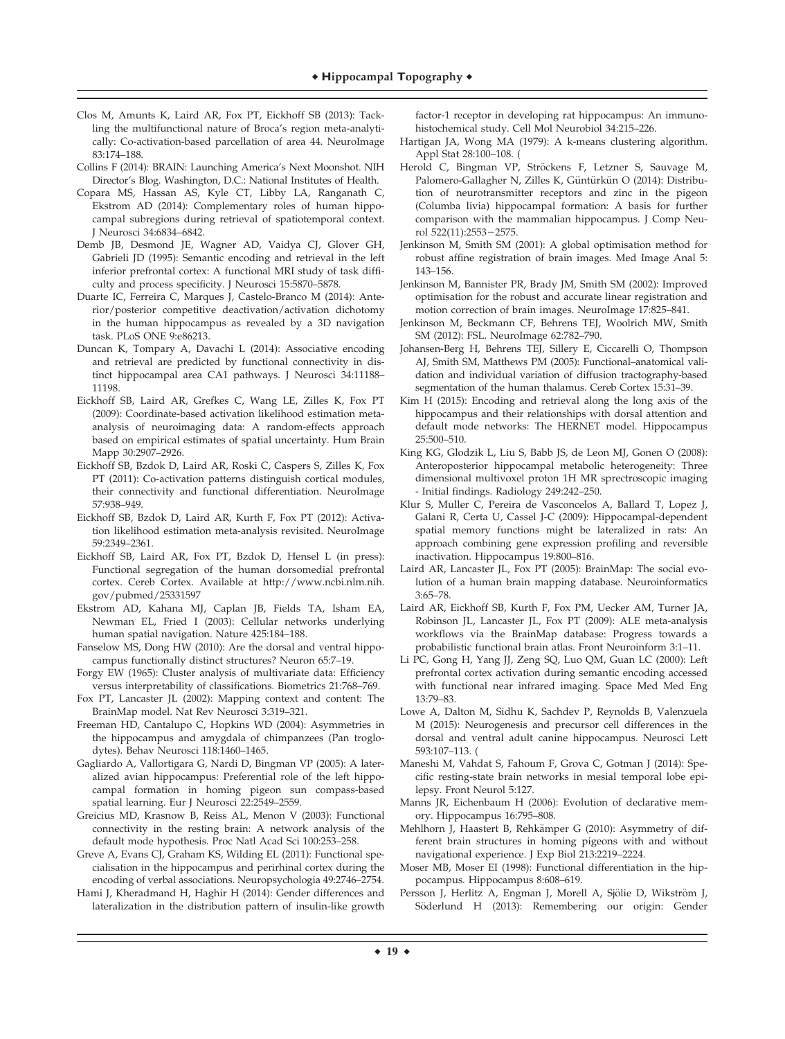Clos M, Amunts K, Laird AR, Fox PT, Eickhoff SB (2013): Tackling the multifunctional nature of Broca's region meta-analytically: Co-activation-based parcellation of area 44. NeuroImage 83:174–188.

Collins F (2014): BRAIN: Launching America's Next Moonshot. NIH Director's Blog. Washington, D.C.: National Institutes of Health.

Copara MS, Hassan AS, Kyle CT, Libby LA, Ranganath C, Ekstrom AD (2014): Complementary roles of human hippocampal subregions during retrieval of spatiotemporal context. J Neurosci 34:6834–6842.

Demb JB, Desmond JE, Wagner AD, Vaidya CJ, Glover GH, Gabrieli JD (1995): Semantic encoding and retrieval in the left inferior prefrontal cortex: A functional MRI study of task difficulty and process specificity. J Neurosci 15:5870–5878.

Duarte IC, Ferreira C, Marques J, Castelo-Branco M (2014): Anterior/posterior competitive deactivation/activation dichotomy in the human hippocampus as revealed by a 3D navigation task. PLoS ONE 9:e86213.

Duncan K, Tompary A, Davachi L (2014): Associative encoding and retrieval are predicted by functional connectivity in distinct hippocampal area CA1 pathways. J Neurosci 34:11188–11198.

Eickhoff SB, Laird AR, Grefkes C, Wang LE, Zilles K, Fox PT (2009): Coordinate-based activation likelihood estimation meta-analysis of neuroimaging data: A random-effects approach based on empirical estimates of spatial uncertainty. Hum Brain Mapp 30:2907–2926.

Eickhoff SB, Bzdok D, Laird AR, Roski C, Caspers S, Zilles K, Fox PT (2011): Co-activation patterns distinguish cortical modules, their connectivity and functional differentiation. NeuroImage 57:938–949.

Eickhoff SB, Bzdok D, Laird AR, Kurth F, Fox PT (2012): Activation likelihood estimation meta-analysis revisited. NeuroImage 59:2349–2361.

Eickhoff SB, Laird AR, Fox PT, Bzdok D, Hensel L (in press): Functional segregation of the human dorsomedial prefrontal cortex. Cereb Cortex. Available at http://www.ncbi.nlm.nih.gov/pubmed/25331597

Ekstrom AD, Kahana MJ, Caplan JB, Fields TA, Isham EA, Newman EL, Fried I (2003): Cellular networks underlying human spatial navigation. Nature 425:184–188.

Fanselow MS, Dong HW (2010): Are the dorsal and ventral hippocampus functionally distinct structures? Neuron 65:7–19.

Forgy EW (1965): Cluster analysis of multivariate data: Efficiency versus interpretability of classifications. Biometrics 21:768–769.

Fox PT, Lancaster JL (2002): Mapping context and content: The BrainMap model. Nat Rev Neurosci 3:319–321.

Freeman HD, Cantalupo C, Hopkins WD (2004): Asymmetries in the hippocampus and amygdala of chimpanzees (Pan troglodytes). Behav Neurosci 118:1460–1465.

Gagliardo A, Vallortigara G, Nardi D, Bingman VP (2005): A lateralized avian hippocampus: Preferential role of the left hippocampal formation in homing pigeon sun compass-based spatial learning. Eur J Neurosci 22:2549–2559.

Greicius MD, Krasnow B, Reiss AL, Menon V (2003): Functional connectivity in the resting brain: A network analysis of the default mode hypothesis. Proc Natl Acad Sci 100:253–258.

Greve A, Evans CJ, Graham KS, Wilding EL (2011): Functional specialisation in the hippocampus and perirhinal cortex during the encoding of verbal associations. Neuropsychologia 49:2746–2754.

Hami J, Kheradmand H, Haghir H (2014): Gender differences and lateralization in the distribution pattern of insulin-like growth factor-1 receptor in developing rat hippocampus: An immunohistochemical study. Cell Mol Neurobiol 34:215–226.

Hartigan JA, Wong MA (1979): A k-means clustering algorithm. Appl Stat 28:100–108. (

Herold C, Bingman VP, Ströckens F, Letzner S, Sauvage M, Palomero-Gallagher N, Zilles K, Güntürkün O (2014): Distribution of neurotransmitter receptors and zinc in the pigeon (Columba livia) hippocampal formation: A basis for further comparison with the mammalian hippocampus. J Comp Neurol 522(11):2553−2575.

Jenkinson M, Smith SM (2001): A global optimisation method for robust affine registration of brain images. Med Image Anal 5: 143–156.

Jenkinson M, Bannister PR, Brady JM, Smith SM (2002): Improved optimisation for the robust and accurate linear registration and motion correction of brain images. NeuroImage 17:825–841.

Jenkinson M, Beckmann CF, Behrens TEJ, Woolrich MW, Smith SM (2012): FSL. NeuroImage 62:782–790.

Johansen-Berg H, Behrens TEJ, Sillery E, Ciccarelli O, Thompson AJ, Smith SM, Matthews PM (2005): Functional–anatomical validation and individual variation of diffusion tractography-based segmentation of the human thalamus. Cereb Cortex 15:31–39.

Kim H (2015): Encoding and retrieval along the long axis of the hippocampus and their relationships with dorsal attention and default mode networks: The HERNET model. Hippocampus 25:500–510.

King KG, Glodzik L, Liu S, Babb JS, de Leon MJ, Gonen O (2008): Anteroposterior hippocampal metabolic heterogeneity: Three dimensional multivoxel proton 1H MR sprectroscopic imaging - Initial findings. Radiology 249:242–250.

Klur S, Muller C, Pereira de Vasconcelos A, Ballard T, Lopez J, Galani R, Certa U, Cassel J-C (2009): Hippocampal-dependent spatial memory functions might be lateralized in rats: An approach combining gene expression profiling and reversible inactivation. Hippocampus 19:800–816.

Laird AR, Lancaster JL, Fox PT (2005): BrainMap: The social evolution of a human brain mapping database. Neuroinformatics 3:65–78.

Laird AR, Eickhoff SB, Kurth F, Fox PM, Uecker AM, Turner JA, Robinson JL, Lancaster JL, Fox PT (2009): ALE meta-analysis workflows via the BrainMap database: Progress towards a probabilistic functional brain atlas. Front Neuroinform 3:1–11.

Li PC, Gong H, Yang JJ, Zeng SQ, Luo QM, Guan LC (2000): Left prefrontal cortex activation during semantic encoding accessed with functional near infrared imaging. Space Med Med Eng 13:79–83.

Lowe A, Dalton M, Sidhu K, Sachdev P, Reynolds B, Valenzuela M (2015): Neurogenesis and precursor cell differences in the dorsal and ventral adult canine hippocampus. Neurosci Lett 593:107–113. (

Maneshi M, Vahdat S, Fahoum F, Grova C, Gotman J (2014): Specific resting-state brain networks in mesial temporal lobe epilepsy. Front Neurol 5:127.

Manns JR, Eichenbaum H (2006): Evolution of declarative memory. Hippocampus 16:795–808.

Mehlhorn J, Haastert B, Rehkämper G (2010): Asymmetry of different brain structures in homing pigeons with and without navigational experience. J Exp Biol 213:2219–2224.

Moser MB, Moser EI (1998): Functional differentiation in the hippocampus. Hippocampus 8:608–619.

Persson J, Herlitz A, Engman J, Morell A, Sjölie D, Wikström J, Söderlund H (2013): Remembering our origin: Gender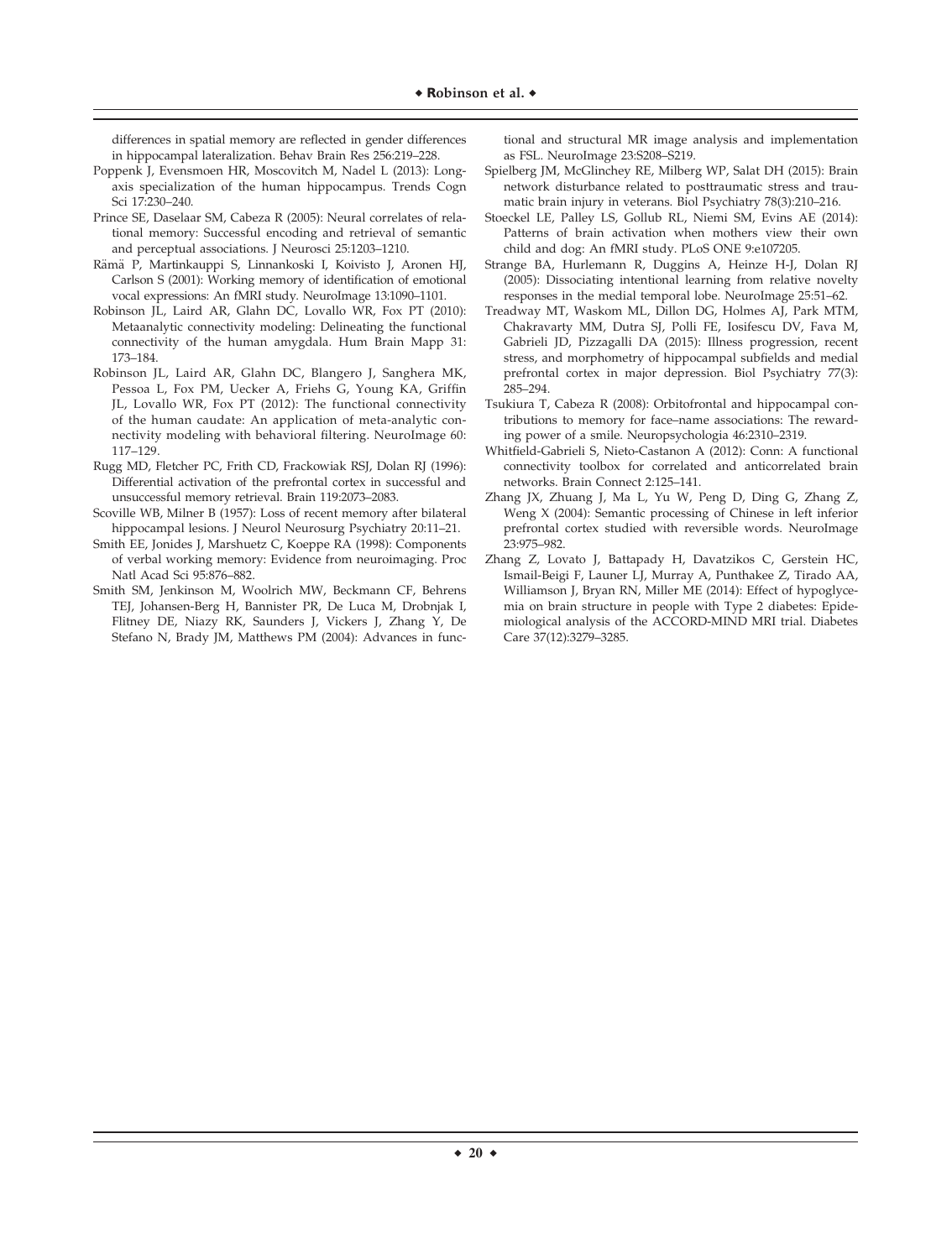differences in spatial memory are reflected in gender differences in hippocampal lateralization. Behav Brain Res 256:219–228.

Poppenk J, Evensmoen HR, Moscovitch M, Nadel L (2013): Long-axis specialization of the human hippocampus. Trends Cogn Sci 17:230–240.

Prince SE, Daselaar SM, Cabeza R (2005): Neural correlates of relational memory: Successful encoding and retrieval of semantic and perceptual associations. J Neurosci 25:1203–1210.

Rämä P, Martinkauppi S, Linnankoski I, Koivisto J, Aronen HJ, Carlson S (2001): Working memory of identification of emotional vocal expressions: An fMRI study. NeuroImage 13:1090–1101.

Robinson JL, Laird AR, Glahn DC, Lovallo WR, Fox PT (2010): Metaanalytic connectivity modeling: Delineating the functional connectivity of the human amygdala. Hum Brain Mapp 31: 173–184.

Robinson JL, Laird AR, Glahn DC, Blangero J, Sanghera MK, Pessoa L, Fox PM, Uecker A, Friehs G, Young KA, Griffin JL, Lovallo WR, Fox PT (2012): The functional connectivity of the human caudate: An application of meta-analytic connectivity modeling with behavioral filtering. NeuroImage 60: 117–129.

Rugg MD, Fletcher PC, Frith CD, Frackowiak RSJ, Dolan RJ (1996): Differential activation of the prefrontal cortex in successful and unsuccessful memory retrieval. Brain 119:2073–2083.

Scoville WB, Milner B (1957): Loss of recent memory after bilateral hippocampal lesions. J Neurol Neurosurg Psychiatry 20:11–21.

Smith EE, Jonides J, Marshuetz C, Koeppe RA (1998): Components of verbal working memory: Evidence from neuroimaging. Proc Natl Acad Sci 95:876–882.

Smith SM, Jenkinson M, Woolrich MW, Beckmann CF, Behrens TEJ, Johansen-Berg H, Bannister PR, De Luca M, Drobnjak I, Flitney DE, Niazy RK, Saunders J, Vickers J, Zhang Y, De Stefano N, Brady JM, Matthews PM (2004): Advances in functional and structural MR image analysis and implementation as FSL. NeuroImage 23:S208–S219.

Spielberg JM, McGlinchey RE, Milberg WP, Salat DH (2015): Brain network disturbance related to posttraumatic stress and traumatic brain injury in veterans. Biol Psychiatry 78(3):210–216.

Stoeckel LE, Palley LS, Gollub RL, Niemi SM, Evins AE (2014): Patterns of brain activation when mothers view their own child and dog: An fMRI study. PLoS ONE 9:e107205.

Strange BA, Hurlemann R, Duggins A, Heinze H-J, Dolan RJ (2005): Dissociating intentional learning from relative novelty responses in the medial temporal lobe. NeuroImage 25:51–62.

Treadway MT, Waskom ML, Dillon DG, Holmes AJ, Park MTM, Chakravarty MM, Dutra SJ, Polli FE, Iosifescu DV, Fava M, Gabrieli JD, Pizzagalli DA (2015): Illness progression, recent stress, and morphometry of hippocampal subfields and medial prefrontal cortex in major depression. Biol Psychiatry 77(3): 285–294.

Tsukiura T, Cabeza R (2008): Orbitofrontal and hippocampal contributions to memory for face–name associations: The rewarding power of a smile. Neuropsychologia 46:2310–2319.

Whitfield-Gabrieli S, Nieto-Castanon A (2012): Conn: A functional connectivity toolbox for correlated and anticorrelated brain networks. Brain Connect 2:125–141.

Zhang JX, Zhuang J, Ma L, Yu W, Peng D, Ding G, Zhang Z, Weng X (2004): Semantic processing of Chinese in left inferior prefrontal cortex studied with reversible words. NeuroImage 23:975–982.

Zhang Z, Lovato J, Battapady H, Davatzikos C, Gerstein HC, Ismail-Beigi F, Launer LJ, Murray A, Punthakee Z, Tirado AA, Williamson J, Bryan RN, Miller ME (2014): Effect of hypoglycemia on brain structure in people with Type 2 diabetes: Epidemiological analysis of the ACCORD-MIND MRI trial. Diabetes Care 37(12):3279–3285.